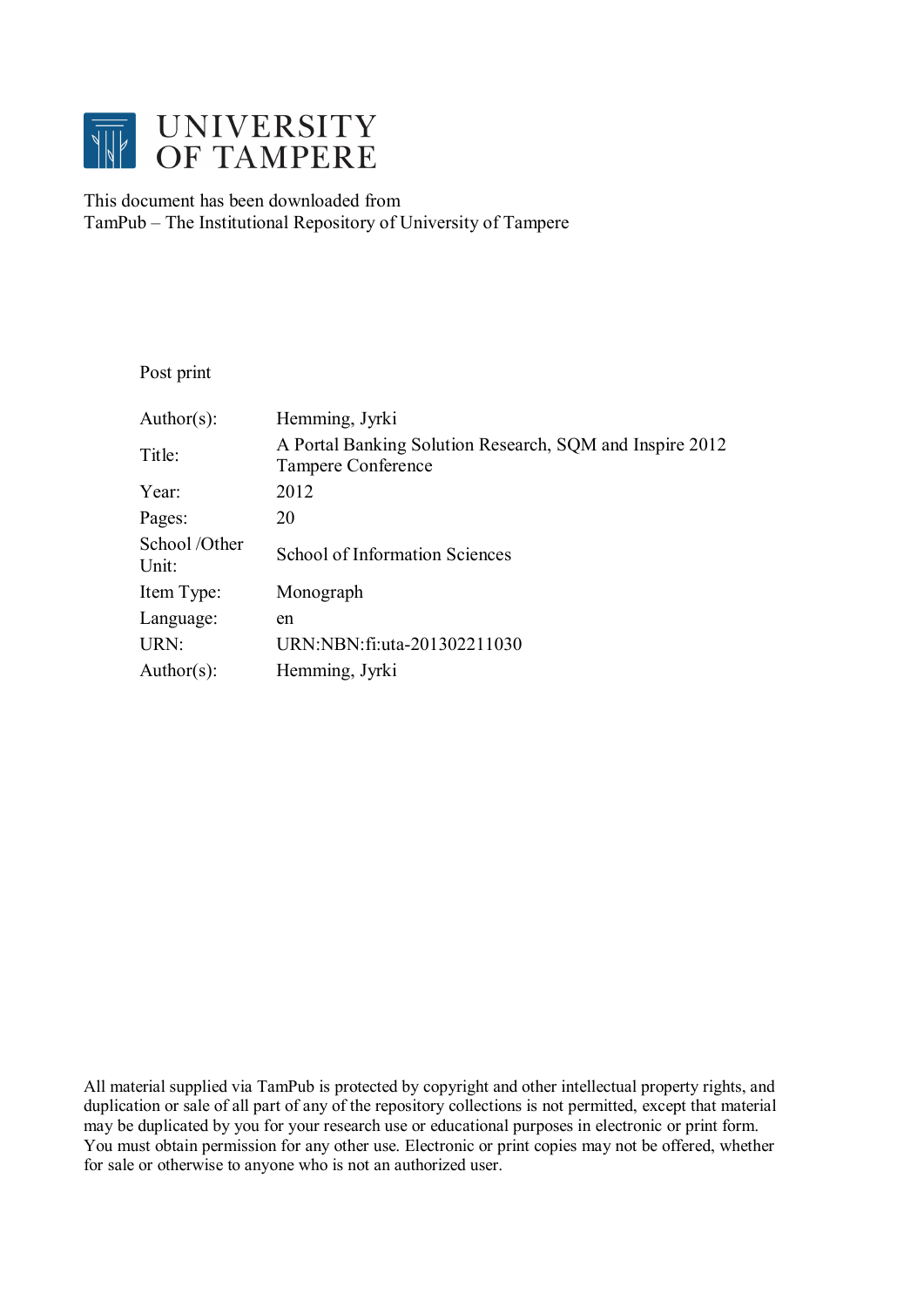# UNIVERSITY OF TAMPERE

This document has been downloaded from
TamPub – The Institutional Repository of University of Tampere

Post print

| | |
|---|---|
| Author(s): | Hemming, Jyrki |
| Title: | A Portal Banking Solution Research, SQM and Inspire 2012 Tampere Conference |
| Year: | 2012 |
| Pages: | 20 |
| School /Other Unit: | School of Information Sciences |
| Item Type: | Monograph |
| Language: | en |
| URN: | URN:NBN:fi:uta-201302211030 |
| Author(s): | Hemming, Jyrki |

All material supplied via TamPub is protected by copyright and other intellectual property rights, and duplication or sale of all part of any of the repository collections is not permitted, except that material may be duplicated by you for your research use or educational purposes in electronic or print form. You must obtain permission for any other use. Electronic or print copies may not be offered, whether for sale or otherwise to anyone who is not an authorized user.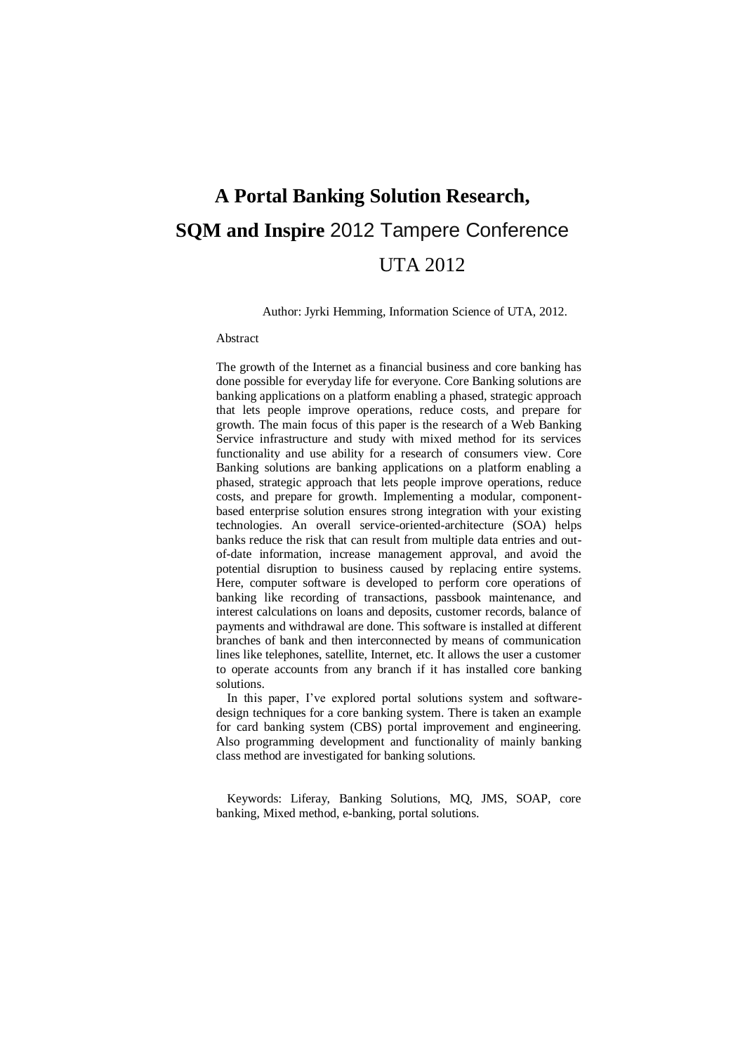# A Portal Banking Solution Research, SQM and Inspire 2012 Tampere Conference UTA 2012

Author: Jyrki Hemming, Information Science of UTA, 2012.

Abstract

The growth of the Internet as a financial business and core banking has done possible for everyday life for everyone. Core Banking solutions are banking applications on a platform enabling a phased, strategic approach that lets people improve operations, reduce costs, and prepare for growth. The main focus of this paper is the research of a Web Banking Service infrastructure and study with mixed method for its services functionality and use ability for a research of consumers view. Core Banking solutions are banking applications on a platform enabling a phased, strategic approach that lets people improve operations, reduce costs, and prepare for growth. Implementing a modular, component-based enterprise solution ensures strong integration with your existing technologies. An overall service-oriented-architecture (SOA) helps banks reduce the risk that can result from multiple data entries and out-of-date information, increase management approval, and avoid the potential disruption to business caused by replacing entire systems. Here, computer software is developed to perform core operations of banking like recording of transactions, passbook maintenance, and interest calculations on loans and deposits, customer records, balance of payments and withdrawal are done. This software is installed at different branches of bank and then interconnected by means of communication lines like telephones, satellite, Internet, etc. It allows the user a customer to operate accounts from any branch if it has installed core banking solutions.

In this paper, I've explored portal solutions system and software-design techniques for a core banking system. There is taken an example for card banking system (CBS) portal improvement and engineering. Also programming development and functionality of mainly banking class method are investigated for banking solutions.

Keywords: Liferay, Banking Solutions, MQ, JMS, SOAP, core banking, Mixed method, e-banking, portal solutions.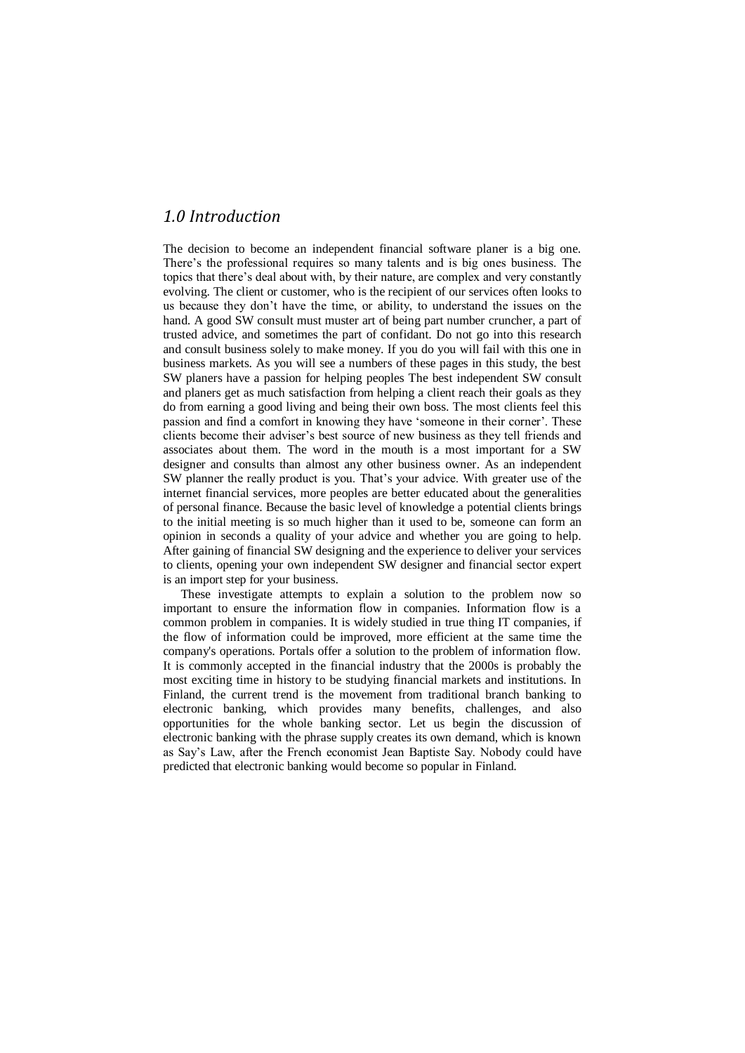## *1.0 Introduction*

The decision to become an independent financial software planer is a big one. There's the professional requires so many talents and is big ones business. The topics that there's deal about with, by their nature, are complex and very constantly evolving. The client or customer, who is the recipient of our services often looks to us because they don't have the time, or ability, to understand the issues on the hand. A good SW consult must muster art of being part number cruncher, a part of trusted advice, and sometimes the part of confidant. Do not go into this research and consult business solely to make money. If you do you will fail with this one in business markets. As you will see a numbers of these pages in this study, the best SW planers have a passion for helping peoples The best independent SW consult and planers get as much satisfaction from helping a client reach their goals as they do from earning a good living and being their own boss. The most clients feel this passion and find a comfort in knowing they have 'someone in their corner'. These clients become their adviser's best source of new business as they tell friends and associates about them. The word in the mouth is a most important for a SW designer and consults than almost any other business owner. As an independent SW planner the really product is you. That's your advice. With greater use of the internet financial services, more peoples are better educated about the generalities of personal finance. Because the basic level of knowledge a potential clients brings to the initial meeting is so much higher than it used to be, someone can form an opinion in seconds a quality of your advice and whether you are going to help. After gaining of financial SW designing and the experience to deliver your services to clients, opening your own independent SW designer and financial sector expert is an import step for your business.

These investigate attempts to explain a solution to the problem now so important to ensure the information flow in companies. Information flow is a common problem in companies. It is widely studied in true thing IT companies, if the flow of information could be improved, more efficient at the same time the company's operations. Portals offer a solution to the problem of information flow. It is commonly accepted in the financial industry that the 2000s is probably the most exciting time in history to be studying financial markets and institutions. In Finland, the current trend is the movement from traditional branch banking to electronic banking, which provides many benefits, challenges, and also opportunities for the whole banking sector. Let us begin the discussion of electronic banking with the phrase supply creates its own demand, which is known as Say's Law, after the French economist Jean Baptiste Say. Nobody could have predicted that electronic banking would become so popular in Finland.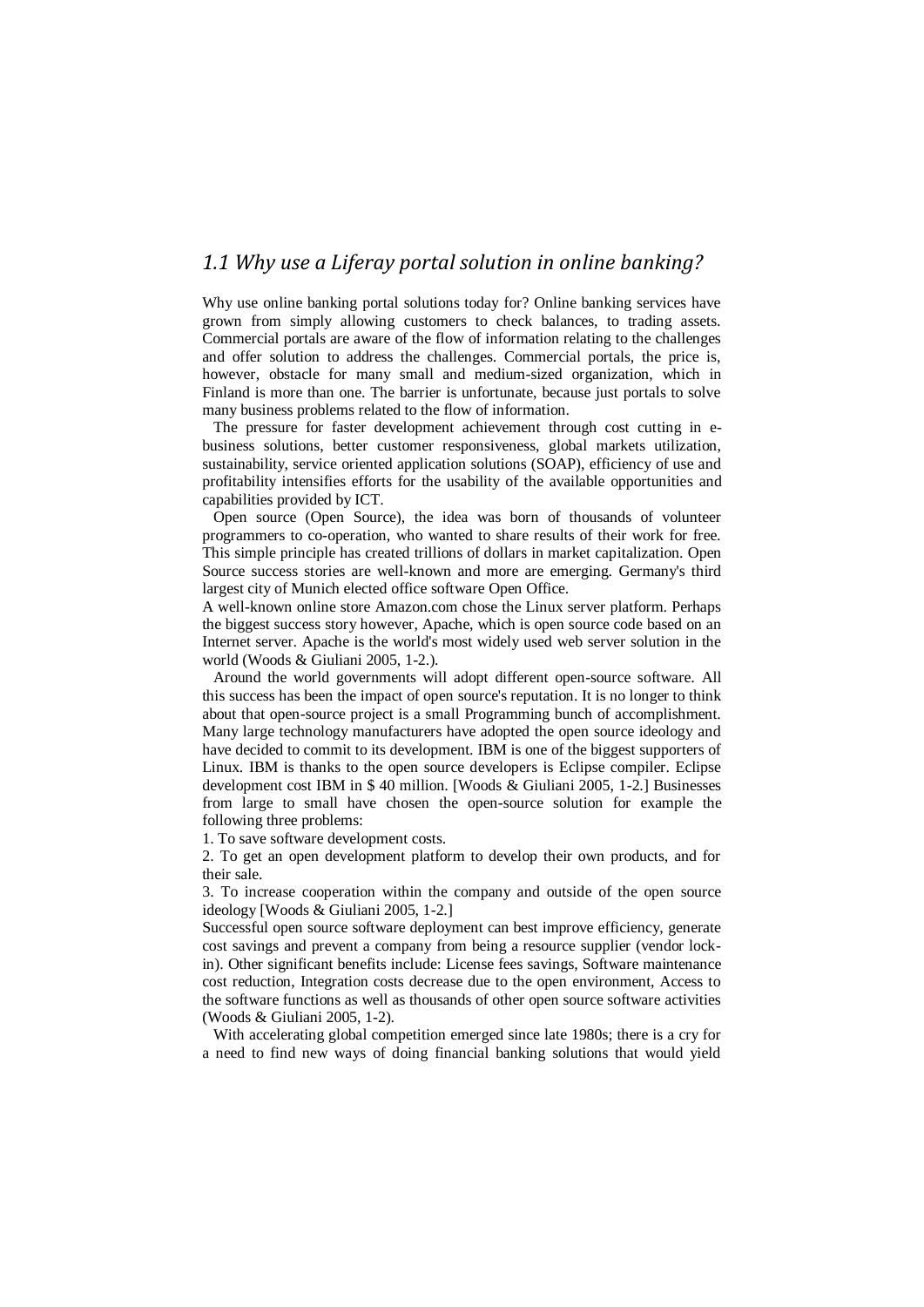## *1.1 Why use a Liferay portal solution in online banking?*

Why use online banking portal solutions today for? Online banking services have grown from simply allowing customers to check balances, to trading assets. Commercial portals are aware of the flow of information relating to the challenges and offer solution to address the challenges. Commercial portals, the price is, however, obstacle for many small and medium-sized organization, which in Finland is more than one. The barrier is unfortunate, because just portals to solve many business problems related to the flow of information.

The pressure for faster development achievement through cost cutting in e-business solutions, better customer responsiveness, global markets utilization, sustainability, service oriented application solutions (SOAP), efficiency of use and profitability intensifies efforts for the usability of the available opportunities and capabilities provided by ICT.

Open source (Open Source), the idea was born of thousands of volunteer programmers to co-operation, who wanted to share results of their work for free. This simple principle has created trillions of dollars in market capitalization. Open Source success stories are well-known and more are emerging. Germany's third largest city of Munich elected office software Open Office.

A well-known online store Amazon.com chose the Linux server platform. Perhaps the biggest success story however, Apache, which is open source code based on an Internet server. Apache is the world's most widely used web server solution in the world (Woods & Giuliani 2005, 1-2.).

Around the world governments will adopt different open-source software. All this success has been the impact of open source's reputation. It is no longer to think about that open-source project is a small Programming bunch of accomplishment. Many large technology manufacturers have adopted the open source ideology and have decided to commit to its development. IBM is one of the biggest supporters of Linux. IBM is thanks to the open source developers is Eclipse compiler. Eclipse development cost IBM in $ 40 million. [Woods & Giuliani 2005, 1-2.] Businesses from large to small have chosen the open-source solution for example the following three problems:

1. To save software development costs.
2. To get an open development platform to develop their own products, and for their sale.
3. To increase cooperation within the company and outside of the open source ideology [Woods & Giuliani 2005, 1-2.]

Successful open source software deployment can best improve efficiency, generate cost savings and prevent a company from being a resource supplier (vendor lock-in). Other significant benefits include: License fees savings, Software maintenance cost reduction, Integration costs decrease due to the open environment, Access to the software functions as well as thousands of other open source software activities (Woods & Giuliani 2005, 1-2).

With accelerating global competition emerged since late 1980s; there is a cry for a need to find new ways of doing financial banking solutions that would yield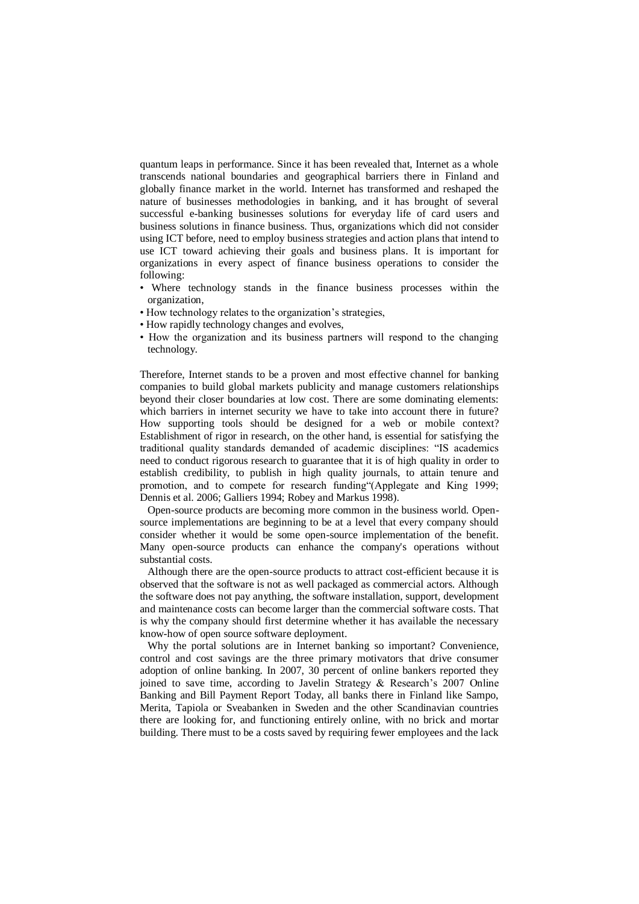quantum leaps in performance. Since it has been revealed that, Internet as a whole transcends national boundaries and geographical barriers there in Finland and globally finance market in the world. Internet has transformed and reshaped the nature of businesses methodologies in banking, and it has brought of several successful e-banking businesses solutions for everyday life of card users and business solutions in finance business. Thus, organizations which did not consider using ICT before, need to employ business strategies and action plans that intend to use ICT toward achieving their goals and business plans. It is important for organizations in every aspect of finance business operations to consider the following:

- Where technology stands in the finance business processes within the organization,
- How technology relates to the organization's strategies,
- How rapidly technology changes and evolves,
- How the organization and its business partners will respond to the changing technology.

Therefore, Internet stands to be a proven and most effective channel for banking companies to build global markets publicity and manage customers relationships beyond their closer boundaries at low cost. There are some dominating elements: which barriers in internet security we have to take into account there in future? How supporting tools should be designed for a web or mobile context? Establishment of rigor in research, on the other hand, is essential for satisfying the traditional quality standards demanded of academic disciplines: "IS academics need to conduct rigorous research to guarantee that it is of high quality in order to establish credibility, to publish in high quality journals, to attain tenure and promotion, and to compete for research funding"(Applegate and King 1999; Dennis et al. 2006; Galliers 1994; Robey and Markus 1998).

Open-source products are becoming more common in the business world. Open-source implementations are beginning to be at a level that every company should consider whether it would be some open-source implementation of the benefit. Many open-source products can enhance the company's operations without substantial costs.

Although there are the open-source products to attract cost-efficient because it is observed that the software is not as well packaged as commercial actors. Although the software does not pay anything, the software installation, support, development and maintenance costs can become larger than the commercial software costs. That is why the company should first determine whether it has available the necessary know-how of open source software deployment.

Why the portal solutions are in Internet banking so important? Convenience, control and cost savings are the three primary motivators that drive consumer adoption of online banking. In 2007, 30 percent of online bankers reported they joined to save time, according to Javelin Strategy & Research's 2007 Online Banking and Bill Payment Report Today, all banks there in Finland like Sampo, Merita, Tapiola or Sveabanken in Sweden and the other Scandinavian countries there are looking for, and functioning entirely online, with no brick and mortar building. There must to be a costs saved by requiring fewer employees and the lack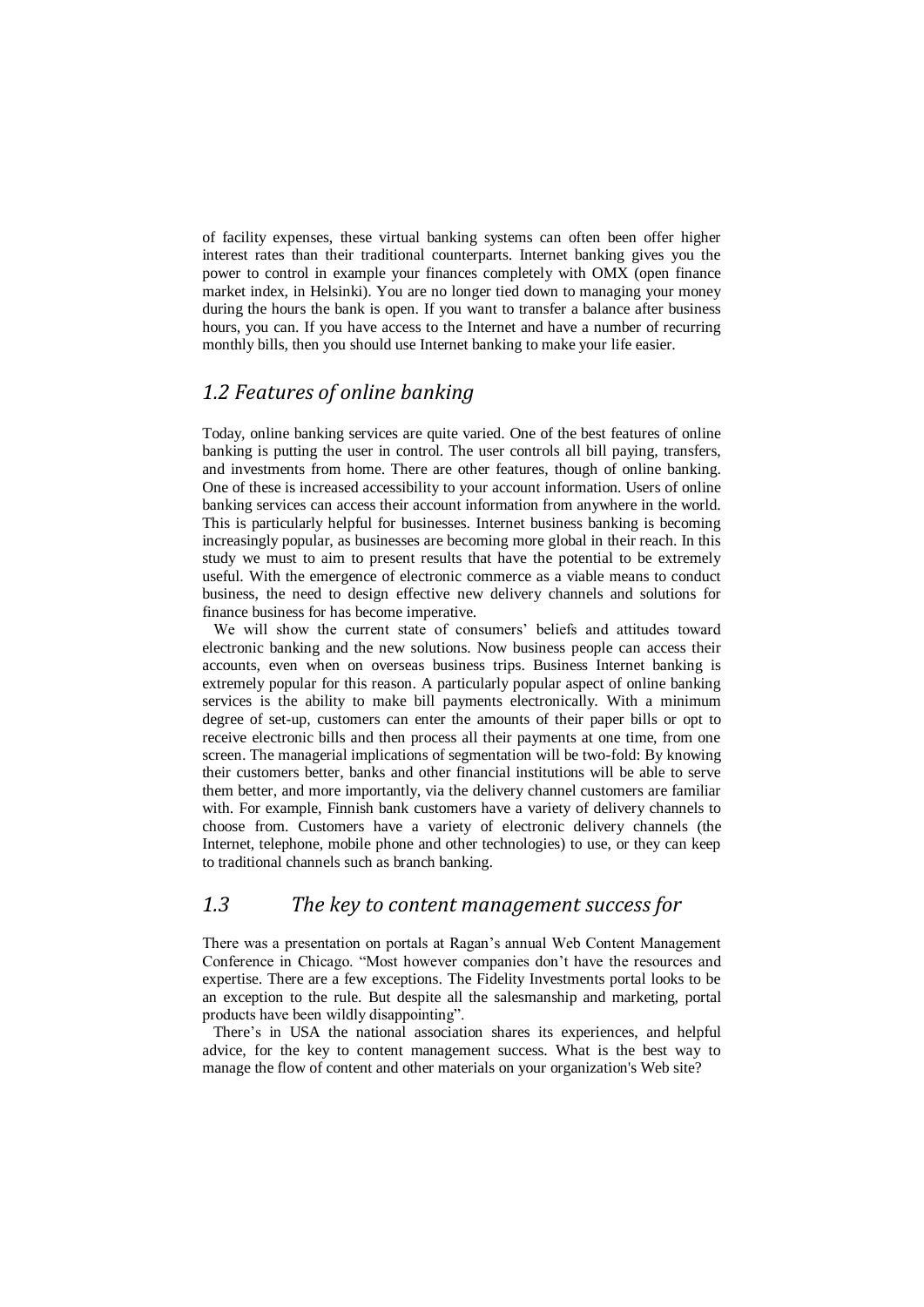of facility expenses, these virtual banking systems can often been offer higher interest rates than their traditional counterparts. Internet banking gives you the power to control in example your finances completely with OMX (open finance market index, in Helsinki). You are no longer tied down to managing your money during the hours the bank is open. If you want to transfer a balance after business hours, you can. If you have access to the Internet and have a number of recurring monthly bills, then you should use Internet banking to make your life easier.

## *1.2 Features of online banking*

Today, online banking services are quite varied. One of the best features of online banking is putting the user in control. The user controls all bill paying, transfers, and investments from home. There are other features, though of online banking. One of these is increased accessibility to your account information. Users of online banking services can access their account information from anywhere in the world. This is particularly helpful for businesses. Internet business banking is becoming increasingly popular, as businesses are becoming more global in their reach. In this study we must to aim to present results that have the potential to be extremely useful. With the emergence of electronic commerce as a viable means to conduct business, the need to design effective new delivery channels and solutions for finance business for has become imperative.

We will show the current state of consumers' beliefs and attitudes toward electronic banking and the new solutions. Now business people can access their accounts, even when on overseas business trips. Business Internet banking is extremely popular for this reason. A particularly popular aspect of online banking services is the ability to make bill payments electronically. With a minimum degree of set-up, customers can enter the amounts of their paper bills or opt to receive electronic bills and then process all their payments at one time, from one screen. The managerial implications of segmentation will be two-fold: By knowing their customers better, banks and other financial institutions will be able to serve them better, and more importantly, via the delivery channel customers are familiar with. For example, Finnish bank customers have a variety of delivery channels to choose from. Customers have a variety of electronic delivery channels (the Internet, telephone, mobile phone and other technologies) to use, or they can keep to traditional channels such as branch banking.

## *1.3 The key to content management success for*

There was a presentation on portals at Ragan's annual Web Content Management Conference in Chicago. "Most however companies don't have the resources and expertise. There are a few exceptions. The Fidelity Investments portal looks to be an exception to the rule. But despite all the salesmanship and marketing, portal products have been wildly disappointing".

There's in USA the national association shares its experiences, and helpful advice, for the key to content management success. What is the best way to manage the flow of content and other materials on your organization's Web site?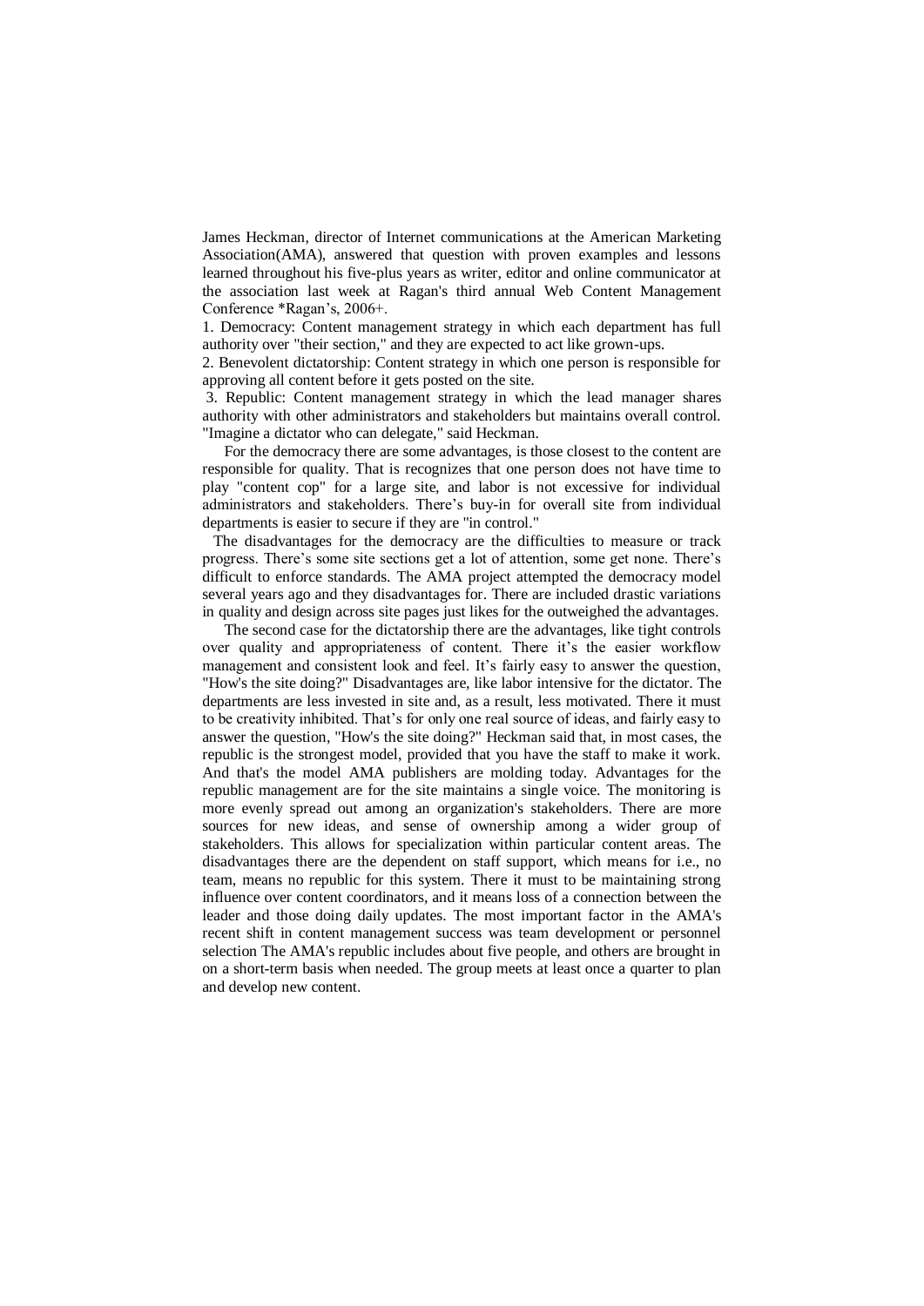James Heckman, director of Internet communications at the American Marketing Association(AMA), answered that question with proven examples and lessons learned throughout his five-plus years as writer, editor and online communicator at the association last week at Ragan's third annual Web Content Management Conference *Ragan's, 2006+.

1. Democracy: Content management strategy in which each department has full authority over "their section," and they are expected to act like grown-ups.

2. Benevolent dictatorship: Content strategy in which one person is responsible for approving all content before it gets posted on the site.

3. Republic: Content management strategy in which the lead manager shares authority with other administrators and stakeholders but maintains overall control. "Imagine a dictator who can delegate," said Heckman.

For the democracy there are some advantages, is those closest to the content are responsible for quality. That is recognizes that one person does not have time to play "content cop" for a large site, and labor is not excessive for individual administrators and stakeholders. There's buy-in for overall site from individual departments is easier to secure if they are "in control."

The disadvantages for the democracy are the difficulties to measure or track progress. There's some site sections get a lot of attention, some get none. There's difficult to enforce standards. The AMA project attempted the democracy model several years ago and they disadvantages for. There are included drastic variations in quality and design across site pages just likes for the outweighed the advantages.

The second case for the dictatorship there are the advantages, like tight controls over quality and appropriateness of content. There it's the easier workflow management and consistent look and feel. It's fairly easy to answer the question, "How's the site doing?" Disadvantages are, like labor intensive for the dictator. The departments are less invested in site and, as a result, less motivated. There it must to be creativity inhibited. That's for only one real source of ideas, and fairly easy to answer the question, "How's the site doing?" Heckman said that, in most cases, the republic is the strongest model, provided that you have the staff to make it work. And that's the model AMA publishers are molding today. Advantages for the republic management are for the site maintains a single voice. The monitoring is more evenly spread out among an organization's stakeholders. There are more sources for new ideas, and sense of ownership among a wider group of stakeholders. This allows for specialization within particular content areas. The disadvantages there are the dependent on staff support, which means for i.e., no team, means no republic for this system. There it must to be maintaining strong influence over content coordinators, and it means loss of a connection between the leader and those doing daily updates. The most important factor in the AMA's recent shift in content management success was team development or personnel selection The AMA's republic includes about five people, and others are brought in on a short-term basis when needed. The group meets at least once a quarter to plan and develop new content.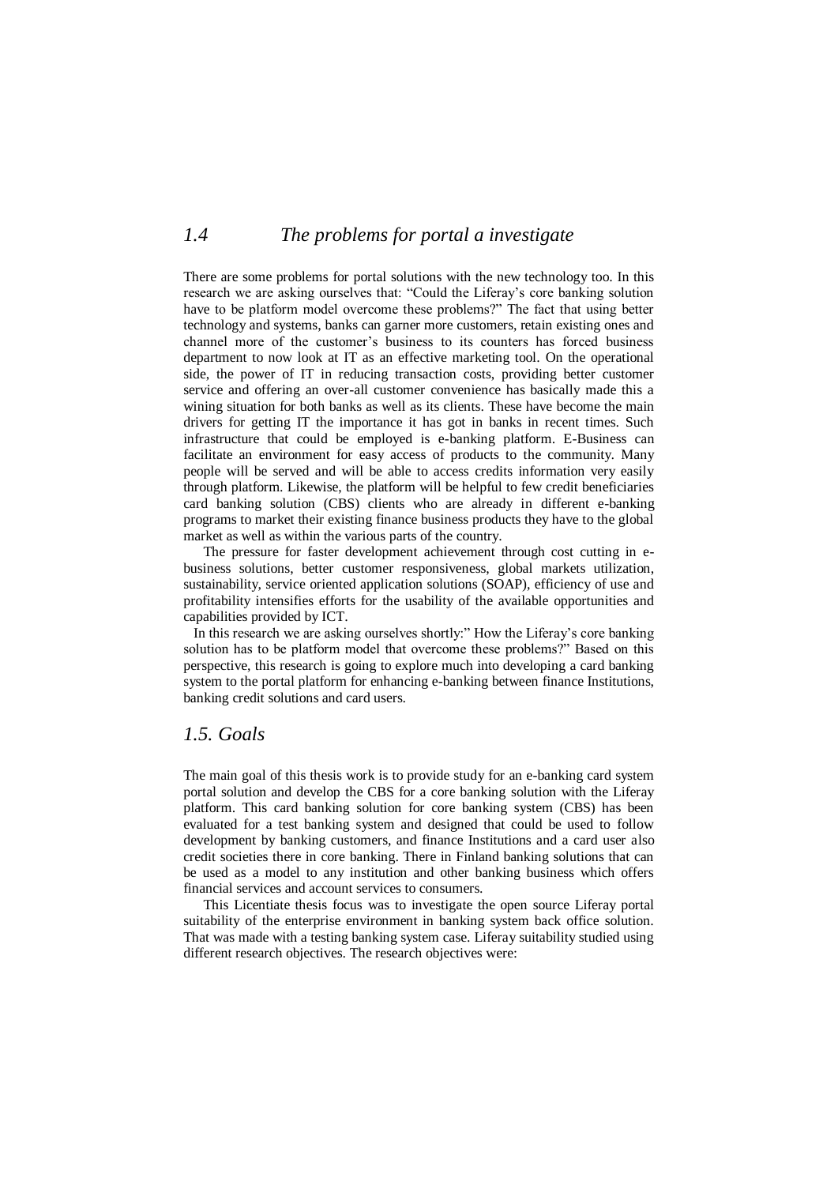## *1.4 The problems for portal a investigate*

There are some problems for portal solutions with the new technology too. In this research we are asking ourselves that: "Could the Liferay's core banking solution have to be platform model overcome these problems?" The fact that using better technology and systems, banks can garner more customers, retain existing ones and channel more of the customer's business to its counters has forced business department to now look at IT as an effective marketing tool. On the operational side, the power of IT in reducing transaction costs, providing better customer service and offering an over-all customer convenience has basically made this a wining situation for both banks as well as its clients. These have become the main drivers for getting IT the importance it has got in banks in recent times. Such infrastructure that could be employed is e-banking platform. E-Business can facilitate an environment for easy access of products to the community. Many people will be served and will be able to access credits information very easily through platform. Likewise, the platform will be helpful to few credit beneficiaries card banking solution (CBS) clients who are already in different e-banking programs to market their existing finance business products they have to the global market as well as within the various parts of the country.

The pressure for faster development achievement through cost cutting in e-business solutions, better customer responsiveness, global markets utilization, sustainability, service oriented application solutions (SOAP), efficiency of use and profitability intensifies efforts for the usability of the available opportunities and capabilities provided by ICT.

In this research we are asking ourselves shortly:" How the Liferay's core banking solution has to be platform model that overcome these problems?" Based on this perspective, this research is going to explore much into developing a card banking system to the portal platform for enhancing e-banking between finance Institutions, banking credit solutions and card users.

## *1.5. Goals*

The main goal of this thesis work is to provide study for an e-banking card system portal solution and develop the CBS for a core banking solution with the Liferay platform. This card banking solution for core banking system (CBS) has been evaluated for a test banking system and designed that could be used to follow development by banking customers, and finance Institutions and a card user also credit societies there in core banking. There in Finland banking solutions that can be used as a model to any institution and other banking business which offers financial services and account services to consumers.

This Licentiate thesis focus was to investigate the open source Liferay portal suitability of the enterprise environment in banking system back office solution. That was made with a testing banking system case. Liferay suitability studied using different research objectives. The research objectives were: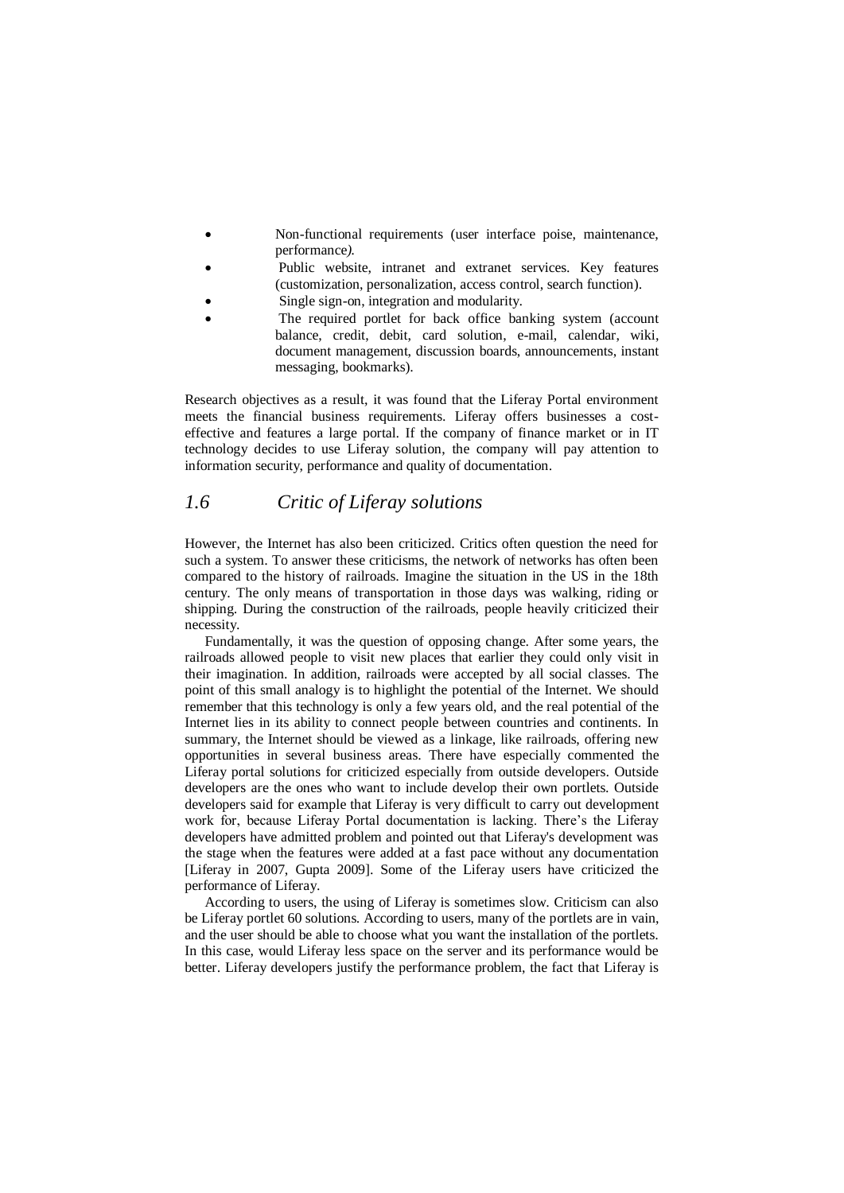- Non-functional requirements (user interface poise, maintenance, performance*).*
- Public website, intranet and extranet services. Key features (customization, personalization, access control, search function).
- Single sign-on, integration and modularity.
- The required portlet for back office banking system (account balance, credit, debit, card solution, e-mail, calendar, wiki, document management, discussion boards, announcements, instant messaging, bookmarks).

Research objectives as a result, it was found that the Liferay Portal environment meets the financial business requirements. Liferay offers businesses a cost-effective and features a large portal. If the company of finance market or in IT technology decides to use Liferay solution, the company will pay attention to information security, performance and quality of documentation.

## *1.6 Critic of Liferay solutions*

However, the Internet has also been criticized. Critics often question the need for such a system. To answer these criticisms, the network of networks has often been compared to the history of railroads. Imagine the situation in the US in the 18th century. The only means of transportation in those days was walking, riding or shipping. During the construction of the railroads, people heavily criticized their necessity.

Fundamentally, it was the question of opposing change. After some years, the railroads allowed people to visit new places that earlier they could only visit in their imagination. In addition, railroads were accepted by all social classes. The point of this small analogy is to highlight the potential of the Internet. We should remember that this technology is only a few years old, and the real potential of the Internet lies in its ability to connect people between countries and continents. In summary, the Internet should be viewed as a linkage, like railroads, offering new opportunities in several business areas. There have especially commented the Liferay portal solutions for criticized especially from outside developers. Outside developers are the ones who want to include develop their own portlets. Outside developers said for example that Liferay is very difficult to carry out development work for, because Liferay Portal documentation is lacking. There's the Liferay developers have admitted problem and pointed out that Liferay's development was the stage when the features were added at a fast pace without any documentation [Liferay in 2007, Gupta 2009]. Some of the Liferay users have criticized the performance of Liferay.

According to users, the using of Liferay is sometimes slow. Criticism can also be Liferay portlet 60 solutions. According to users, many of the portlets are in vain, and the user should be able to choose what you want the installation of the portlets. In this case, would Liferay less space on the server and its performance would be better. Liferay developers justify the performance problem, the fact that Liferay is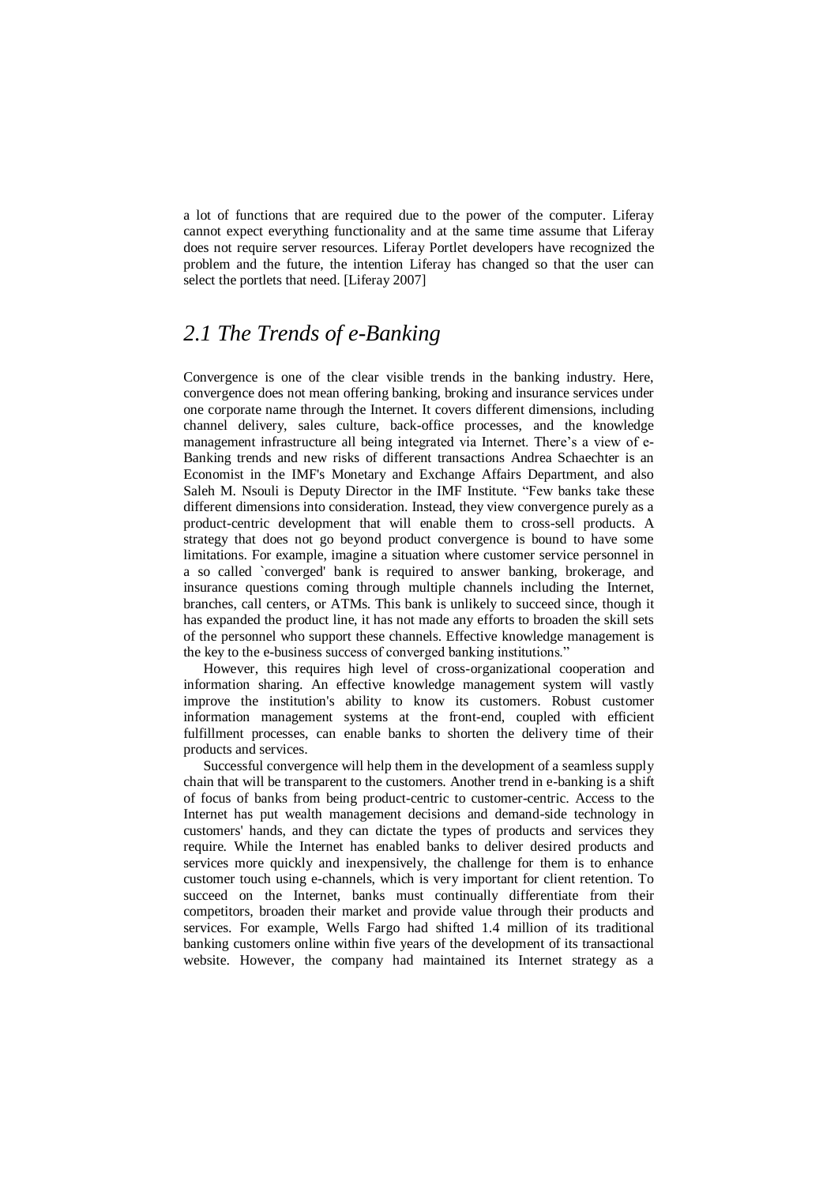a lot of functions that are required due to the power of the computer. Liferay cannot expect everything functionality and at the same time assume that Liferay does not require server resources. Liferay Portlet developers have recognized the problem and the future, the intention Liferay has changed so that the user can select the portlets that need. [Liferay 2007]

## *2.1 The Trends of e-Banking*

Convergence is one of the clear visible trends in the banking industry. Here, convergence does not mean offering banking, broking and insurance services under one corporate name through the Internet. It covers different dimensions, including channel delivery, sales culture, back-office processes, and the knowledge management infrastructure all being integrated via Internet. There's a view of e-Banking trends and new risks of different transactions Andrea Schaechter is an Economist in the IMF's Monetary and Exchange Affairs Department, and also Saleh M. Nsouli is Deputy Director in the IMF Institute. "Few banks take these different dimensions into consideration. Instead, they view convergence purely as a product-centric development that will enable them to cross-sell products. A strategy that does not go beyond product convergence is bound to have some limitations. For example, imagine a situation where customer service personnel in a so called `converged' bank is required to answer banking, brokerage, and insurance questions coming through multiple channels including the Internet, branches, call centers, or ATMs. This bank is unlikely to succeed since, though it has expanded the product line, it has not made any efforts to broaden the skill sets of the personnel who support these channels. Effective knowledge management is the key to the e-business success of converged banking institutions."

However, this requires high level of cross-organizational cooperation and information sharing. An effective knowledge management system will vastly improve the institution's ability to know its customers. Robust customer information management systems at the front-end, coupled with efficient fulfillment processes, can enable banks to shorten the delivery time of their products and services.

Successful convergence will help them in the development of a seamless supply chain that will be transparent to the customers. Another trend in e-banking is a shift of focus of banks from being product-centric to customer-centric. Access to the Internet has put wealth management decisions and demand-side technology in customers' hands, and they can dictate the types of products and services they require. While the Internet has enabled banks to deliver desired products and services more quickly and inexpensively, the challenge for them is to enhance customer touch using e-channels, which is very important for client retention. To succeed on the Internet, banks must continually differentiate from their competitors, broaden their market and provide value through their products and services. For example, Wells Fargo had shifted 1.4 million of its traditional banking customers online within five years of the development of its transactional website. However, the company had maintained its Internet strategy as a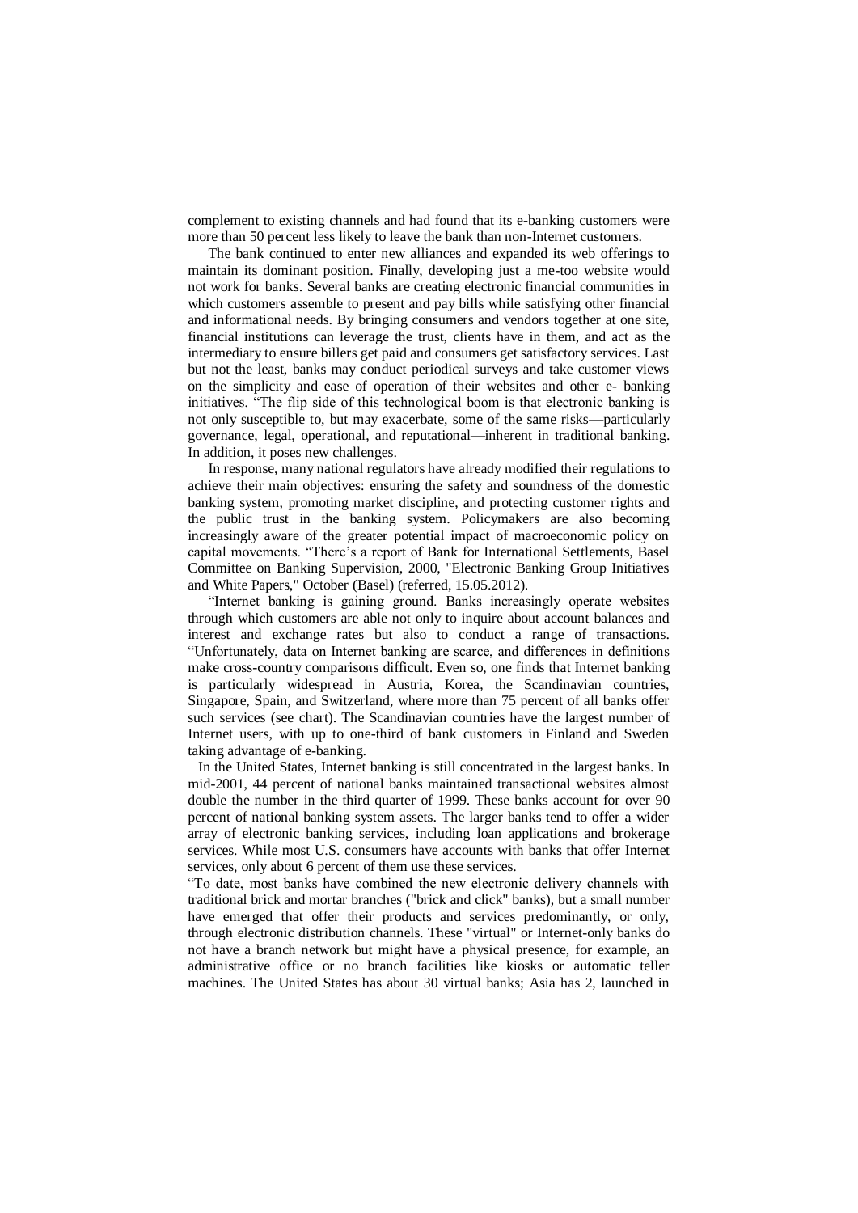complement to existing channels and had found that its e-banking customers were more than 50 percent less likely to leave the bank than non-Internet customers.

The bank continued to enter new alliances and expanded its web offerings to maintain its dominant position. Finally, developing just a me-too website would not work for banks. Several banks are creating electronic financial communities in which customers assemble to present and pay bills while satisfying other financial and informational needs. By bringing consumers and vendors together at one site, financial institutions can leverage the trust, clients have in them, and act as the intermediary to ensure billers get paid and consumers get satisfactory services. Last but not the least, banks may conduct periodical surveys and take customer views on the simplicity and ease of operation of their websites and other e- banking initiatives. "The flip side of this technological boom is that electronic banking is not only susceptible to, but may exacerbate, some of the same risks—particularly governance, legal, operational, and reputational—inherent in traditional banking. In addition, it poses new challenges.

In response, many national regulators have already modified their regulations to achieve their main objectives: ensuring the safety and soundness of the domestic banking system, promoting market discipline, and protecting customer rights and the public trust in the banking system. Policymakers are also becoming increasingly aware of the greater potential impact of macroeconomic policy on capital movements. "There's a report of Bank for International Settlements, Basel Committee on Banking Supervision, 2000, "Electronic Banking Group Initiatives and White Papers," October (Basel) (referred, 15.05.2012).

"Internet banking is gaining ground. Banks increasingly operate websites through which customers are able not only to inquire about account balances and interest and exchange rates but also to conduct a range of transactions. "Unfortunately, data on Internet banking are scarce, and differences in definitions make cross-country comparisons difficult. Even so, one finds that Internet banking is particularly widespread in Austria, Korea, the Scandinavian countries, Singapore, Spain, and Switzerland, where more than 75 percent of all banks offer such services (see chart). The Scandinavian countries have the largest number of Internet users, with up to one-third of bank customers in Finland and Sweden taking advantage of e-banking.

In the United States, Internet banking is still concentrated in the largest banks. In mid-2001, 44 percent of national banks maintained transactional websites almost double the number in the third quarter of 1999. These banks account for over 90 percent of national banking system assets. The larger banks tend to offer a wider array of electronic banking services, including loan applications and brokerage services. While most U.S. consumers have accounts with banks that offer Internet services, only about 6 percent of them use these services.

"To date, most banks have combined the new electronic delivery channels with traditional brick and mortar branches ("brick and click" banks), but a small number have emerged that offer their products and services predominantly, or only, through electronic distribution channels. These "virtual" or Internet-only banks do not have a branch network but might have a physical presence, for example, an administrative office or no branch facilities like kiosks or automatic teller machines. The United States has about 30 virtual banks; Asia has 2, launched in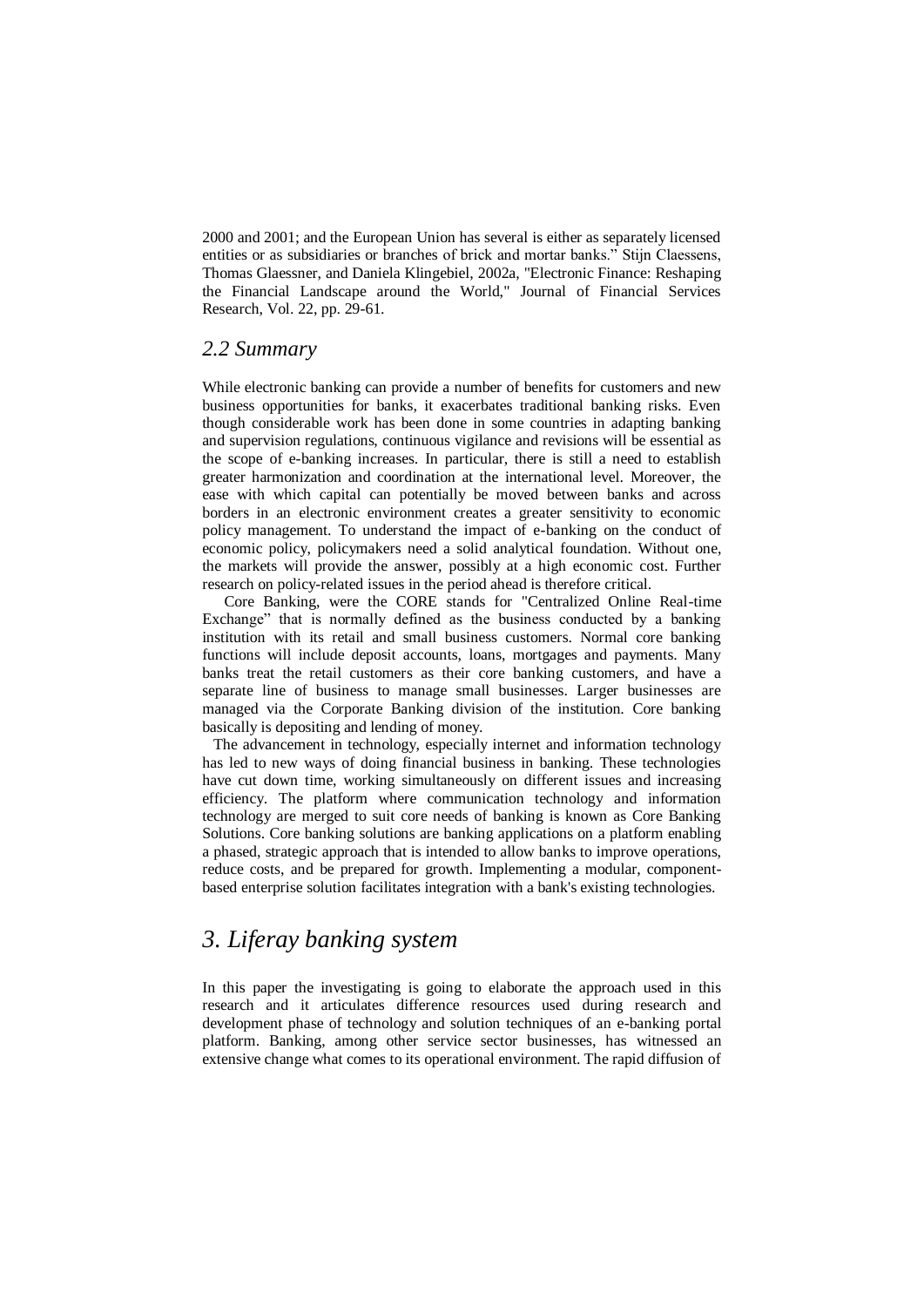2000 and 2001; and the European Union has several is either as separately licensed entities or as subsidiaries or branches of brick and mortar banks." Stijn Claessens, Thomas Glaessner, and Daniela Klingebiel, 2002a, "Electronic Finance: Reshaping the Financial Landscape around the World," Journal of Financial Services Research, Vol. 22, pp. 29-61.

## *2.2 Summary*

While electronic banking can provide a number of benefits for customers and new business opportunities for banks, it exacerbates traditional banking risks. Even though considerable work has been done in some countries in adapting banking and supervision regulations, continuous vigilance and revisions will be essential as the scope of e-banking increases. In particular, there is still a need to establish greater harmonization and coordination at the international level. Moreover, the ease with which capital can potentially be moved between banks and across borders in an electronic environment creates a greater sensitivity to economic policy management. To understand the impact of e-banking on the conduct of economic policy, policymakers need a solid analytical foundation. Without one, the markets will provide the answer, possibly at a high economic cost. Further research on policy-related issues in the period ahead is therefore critical.

Core Banking, were the CORE stands for "Centralized Online Real-time Exchange" that is normally defined as the business conducted by a banking institution with its retail and small business customers. Normal core banking functions will include deposit accounts, loans, mortgages and payments. Many banks treat the retail customers as their core banking customers, and have a separate line of business to manage small businesses. Larger businesses are managed via the Corporate Banking division of the institution. Core banking basically is depositing and lending of money.

The advancement in technology, especially internet and information technology has led to new ways of doing financial business in banking. These technologies have cut down time, working simultaneously on different issues and increasing efficiency. The platform where communication technology and information technology are merged to suit core needs of banking is known as Core Banking Solutions. Core banking solutions are banking applications on a platform enabling a phased, strategic approach that is intended to allow banks to improve operations, reduce costs, and be prepared for growth. Implementing a modular, component-based enterprise solution facilitates integration with a bank's existing technologies.

# *3. Liferay banking system*

In this paper the investigating is going to elaborate the approach used in this research and it articulates difference resources used during research and development phase of technology and solution techniques of an e-banking portal platform. Banking, among other service sector businesses, has witnessed an extensive change what comes to its operational environment. The rapid diffusion of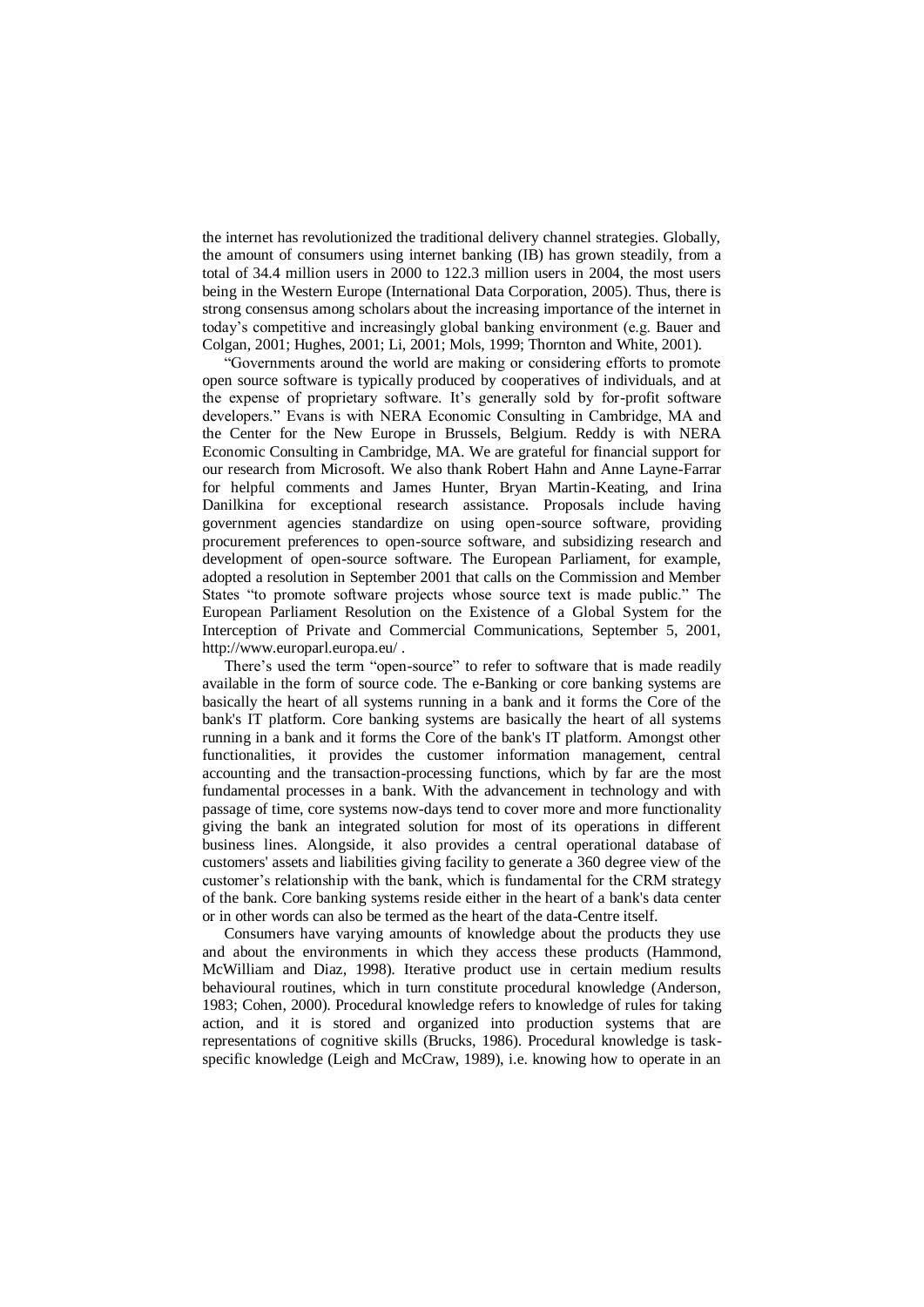the internet has revolutionized the traditional delivery channel strategies. Globally, the amount of consumers using internet banking (IB) has grown steadily, from a total of 34.4 million users in 2000 to 122.3 million users in 2004, the most users being in the Western Europe (International Data Corporation, 2005). Thus, there is strong consensus among scholars about the increasing importance of the internet in today's competitive and increasingly global banking environment (e.g. Bauer and Colgan, 2001; Hughes, 2001; Li, 2001; Mols, 1999; Thornton and White, 2001).

"Governments around the world are making or considering efforts to promote open source software is typically produced by cooperatives of individuals, and at the expense of proprietary software. It's generally sold by for-profit software developers." Evans is with NERA Economic Consulting in Cambridge, MA and the Center for the New Europe in Brussels, Belgium. Reddy is with NERA Economic Consulting in Cambridge, MA. We are grateful for financial support for our research from Microsoft. We also thank Robert Hahn and Anne Layne-Farrar for helpful comments and James Hunter, Bryan Martin-Keating, and Irina Danilkina for exceptional research assistance. Proposals include having government agencies standardize on using open-source software, providing procurement preferences to open-source software, and subsidizing research and development of open-source software. The European Parliament, for example, adopted a resolution in September 2001 that calls on the Commission and Member States "to promote software projects whose source text is made public." The European Parliament Resolution on the Existence of a Global System for the Interception of Private and Commercial Communications, September 5, 2001, http://www.europarl.europa.eu/ .

There's used the term "open-source" to refer to software that is made readily available in the form of source code. The e-Banking or core banking systems are basically the heart of all systems running in a bank and it forms the Core of the bank's IT platform. Core banking systems are basically the heart of all systems running in a bank and it forms the Core of the bank's IT platform. Amongst other functionalities, it provides the customer information management, central accounting and the transaction-processing functions, which by far are the most fundamental processes in a bank. With the advancement in technology and with passage of time, core systems now-days tend to cover more and more functionality giving the bank an integrated solution for most of its operations in different business lines. Alongside, it also provides a central operational database of customers' assets and liabilities giving facility to generate a 360 degree view of the customer's relationship with the bank, which is fundamental for the CRM strategy of the bank. Core banking systems reside either in the heart of a bank's data center or in other words can also be termed as the heart of the data-Centre itself.

Consumers have varying amounts of knowledge about the products they use and about the environments in which they access these products (Hammond, McWilliam and Diaz, 1998). Iterative product use in certain medium results behavioural routines, which in turn constitute procedural knowledge (Anderson, 1983; Cohen, 2000). Procedural knowledge refers to knowledge of rules for taking action, and it is stored and organized into production systems that are representations of cognitive skills (Brucks, 1986). Procedural knowledge is task-specific knowledge (Leigh and McCraw, 1989), i.e. knowing how to operate in an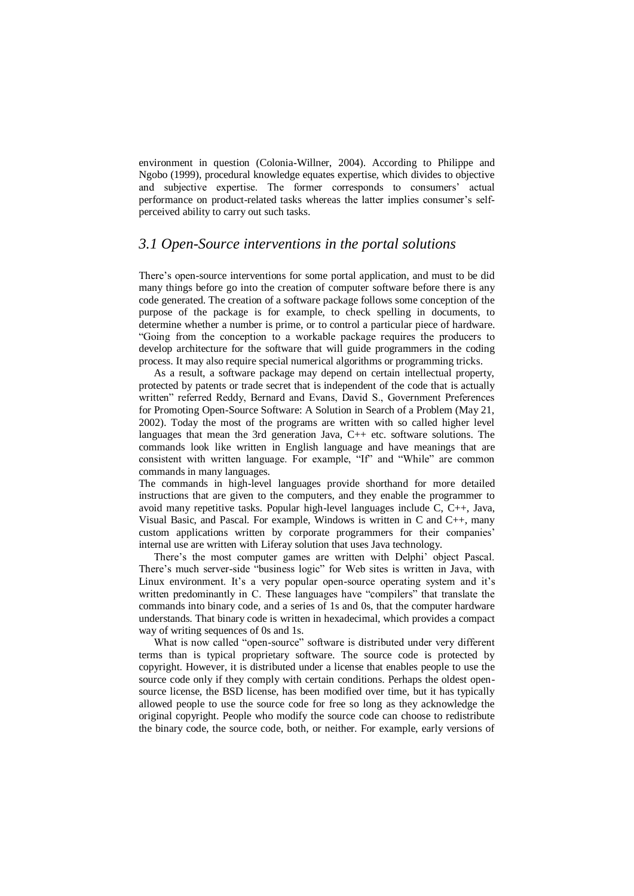environment in question (Colonia-Willner, 2004). According to Philippe and Ngobo (1999), procedural knowledge equates expertise, which divides to objective and subjective expertise. The former corresponds to consumers' actual performance on product-related tasks whereas the latter implies consumer's self-perceived ability to carry out such tasks.

## *3.1 Open-Source interventions in the portal solutions*

There's open-source interventions for some portal application, and must to be did many things before go into the creation of computer software before there is any code generated. The creation of a software package follows some conception of the purpose of the package is for example, to check spelling in documents, to determine whether a number is prime, or to control a particular piece of hardware. "Going from the conception to a workable package requires the producers to develop architecture for the software that will guide programmers in the coding process. It may also require special numerical algorithms or programming tricks.

As a result, a software package may depend on certain intellectual property, protected by patents or trade secret that is independent of the code that is actually written" referred Reddy, Bernard and Evans, David S., Government Preferences for Promoting Open-Source Software: A Solution in Search of a Problem (May 21, 2002). Today the most of the programs are written with so called higher level languages that mean the 3rd generation Java, C++ etc. software solutions. The commands look like written in English language and have meanings that are consistent with written language. For example, "If" and "While" are common commands in many languages.

The commands in high-level languages provide shorthand for more detailed instructions that are given to the computers, and they enable the programmer to avoid many repetitive tasks. Popular high-level languages include C, C++, Java, Visual Basic, and Pascal. For example, Windows is written in C and C++, many custom applications written by corporate programmers for their companies' internal use are written with Liferay solution that uses Java technology.

There's the most computer games are written with Delphi' object Pascal. There's much server-side "business logic" for Web sites is written in Java, with Linux environment. It's a very popular open-source operating system and it's written predominantly in C. These languages have "compilers" that translate the commands into binary code, and a series of 1s and 0s, that the computer hardware understands. That binary code is written in hexadecimal, which provides a compact way of writing sequences of 0s and 1s.

What is now called "open-source" software is distributed under very different terms than is typical proprietary software. The source code is protected by copyright. However, it is distributed under a license that enables people to use the source code only if they comply with certain conditions. Perhaps the oldest open-source license, the BSD license, has been modified over time, but it has typically allowed people to use the source code for free so long as they acknowledge the original copyright. People who modify the source code can choose to redistribute the binary code, the source code, both, or neither. For example, early versions of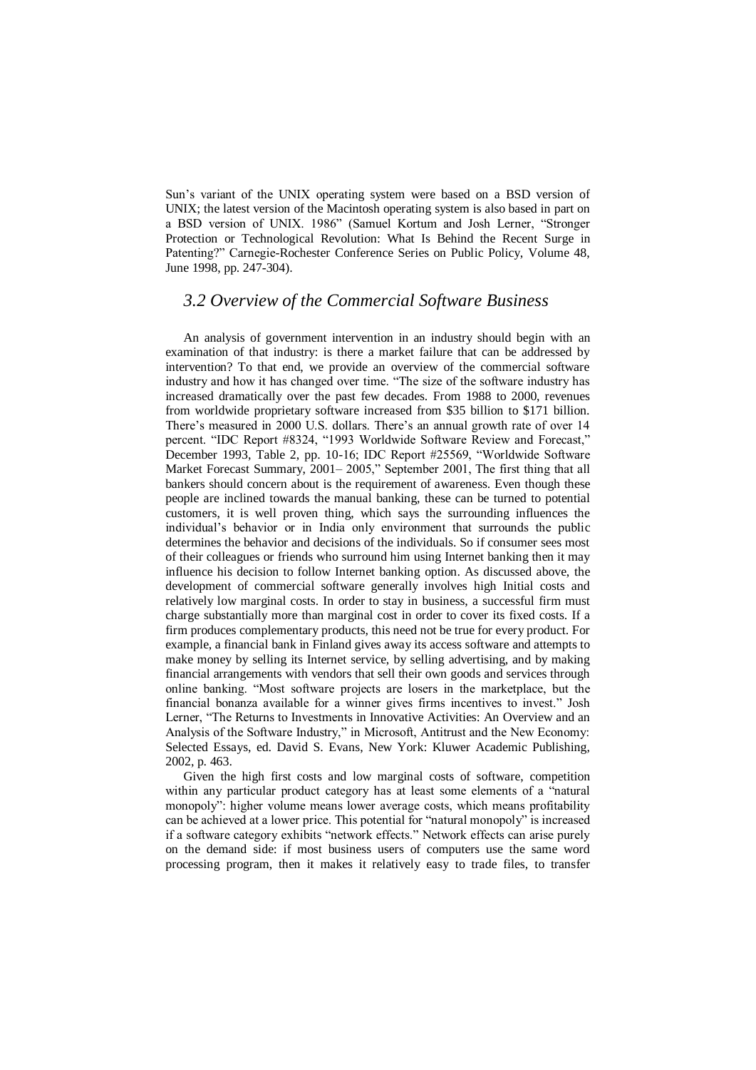Sun's variant of the UNIX operating system were based on a BSD version of UNIX; the latest version of the Macintosh operating system is also based in part on a BSD version of UNIX. 1986" (Samuel Kortum and Josh Lerner, "Stronger Protection or Technological Revolution: What Is Behind the Recent Surge in Patenting?" Carnegie-Rochester Conference Series on Public Policy, Volume 48, June 1998, pp. 247-304).

## *3.2 Overview of the Commercial Software Business*

An analysis of government intervention in an industry should begin with an examination of that industry: is there a market failure that can be addressed by intervention? To that end, we provide an overview of the commercial software industry and how it has changed over time. "The size of the software industry has increased dramatically over the past few decades. From 1988 to 2000, revenues from worldwide proprietary software increased from $35 billion to $171 billion. There's measured in 2000 U.S. dollars. There's an annual growth rate of over 14 percent. "IDC Report #8324, "1993 Worldwide Software Review and Forecast," December 1993, Table 2, pp. 10-16; IDC Report #25569, "Worldwide Software Market Forecast Summary, 2001– 2005," September 2001, The first thing that all bankers should concern about is the requirement of awareness. Even though these people are inclined towards the manual banking, these can be turned to potential customers, it is well proven thing, which says the surrounding influences the individual's behavior or in India only environment that surrounds the public determines the behavior and decisions of the individuals. So if consumer sees most of their colleagues or friends who surround him using Internet banking then it may influence his decision to follow Internet banking option. As discussed above, the development of commercial software generally involves high Initial costs and relatively low marginal costs. In order to stay in business, a successful firm must charge substantially more than marginal cost in order to cover its fixed costs. If a firm produces complementary products, this need not be true for every product. For example, a financial bank in Finland gives away its access software and attempts to make money by selling its Internet service, by selling advertising, and by making financial arrangements with vendors that sell their own goods and services through online banking. "Most software projects are losers in the marketplace, but the financial bonanza available for a winner gives firms incentives to invest." Josh Lerner, "The Returns to Investments in Innovative Activities: An Overview and an Analysis of the Software Industry," in Microsoft, Antitrust and the New Economy: Selected Essays, ed. David S. Evans, New York: Kluwer Academic Publishing, 2002, p. 463.

Given the high first costs and low marginal costs of software, competition within any particular product category has at least some elements of a "natural monopoly": higher volume means lower average costs, which means profitability can be achieved at a lower price. This potential for "natural monopoly" is increased if a software category exhibits "network effects." Network effects can arise purely on the demand side: if most business users of computers use the same word processing program, then it makes it relatively easy to trade files, to transfer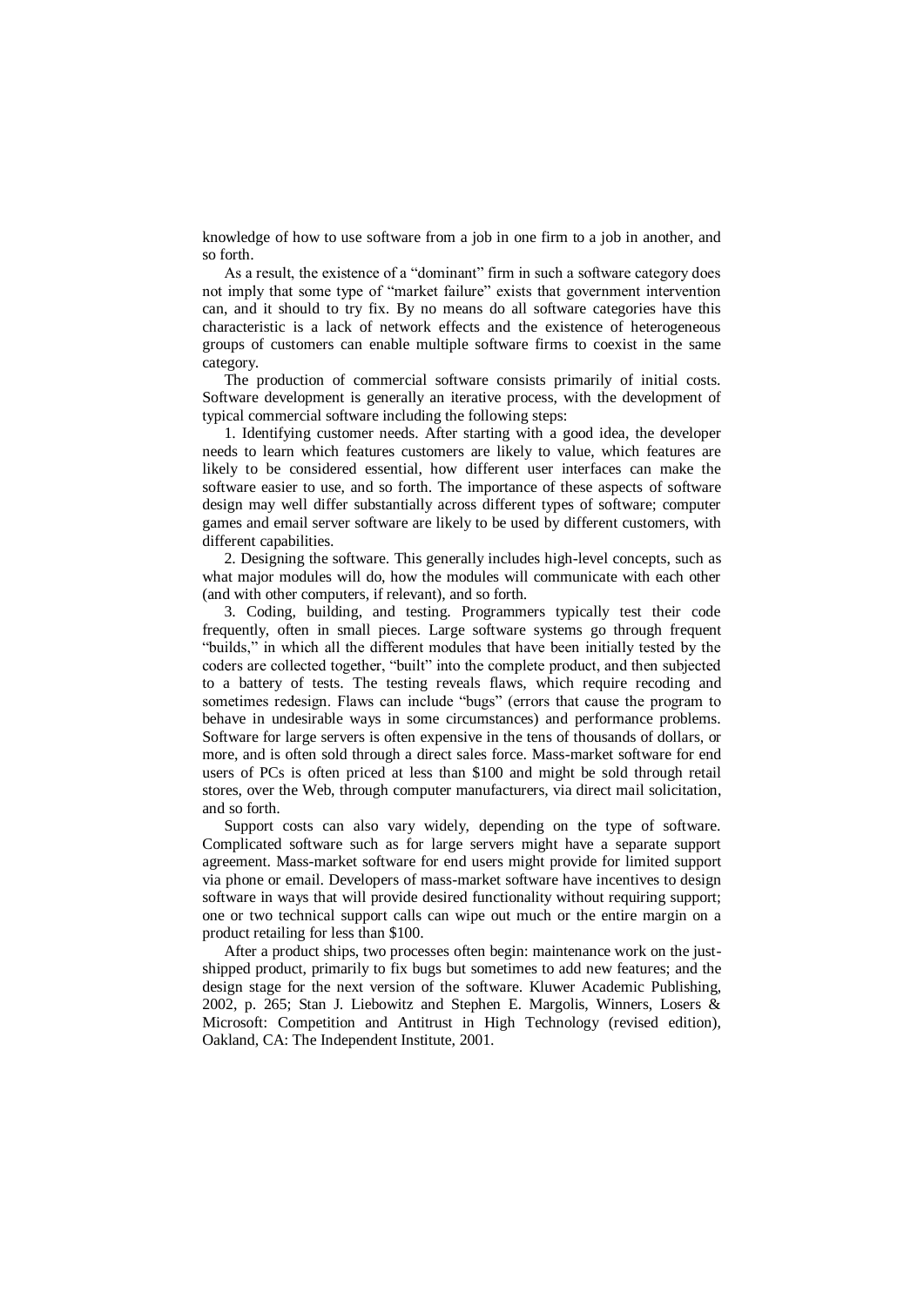knowledge of how to use software from a job in one firm to a job in another, and so forth.

As a result, the existence of a "dominant" firm in such a software category does not imply that some type of "market failure" exists that government intervention can, and it should to try fix. By no means do all software categories have this characteristic is a lack of network effects and the existence of heterogeneous groups of customers can enable multiple software firms to coexist in the same category.

The production of commercial software consists primarily of initial costs. Software development is generally an iterative process, with the development of typical commercial software including the following steps:

1. Identifying customer needs. After starting with a good idea, the developer needs to learn which features customers are likely to value, which features are likely to be considered essential, how different user interfaces can make the software easier to use, and so forth. The importance of these aspects of software design may well differ substantially across different types of software; computer games and email server software are likely to be used by different customers, with different capabilities.

2. Designing the software. This generally includes high-level concepts, such as what major modules will do, how the modules will communicate with each other (and with other computers, if relevant), and so forth.

3. Coding, building, and testing. Programmers typically test their code frequently, often in small pieces. Large software systems go through frequent "builds," in which all the different modules that have been initially tested by the coders are collected together, "built" into the complete product, and then subjected to a battery of tests. The testing reveals flaws, which require recoding and sometimes redesign. Flaws can include "bugs" (errors that cause the program to behave in undesirable ways in some circumstances) and performance problems. Software for large servers is often expensive in the tens of thousands of dollars, or more, and is often sold through a direct sales force. Mass-market software for end users of PCs is often priced at less than $100 and might be sold through retail stores, over the Web, through computer manufacturers, via direct mail solicitation, and so forth.

Support costs can also vary widely, depending on the type of software. Complicated software such as for large servers might have a separate support agreement. Mass-market software for end users might provide for limited support via phone or email. Developers of mass-market software have incentives to design software in ways that will provide desired functionality without requiring support; one or two technical support calls can wipe out much or the entire margin on a product retailing for less than $100.

After a product ships, two processes often begin: maintenance work on the just-shipped product, primarily to fix bugs but sometimes to add new features; and the design stage for the next version of the software. Kluwer Academic Publishing, 2002, p. 265; Stan J. Liebowitz and Stephen E. Margolis, Winners, Losers & Microsoft: Competition and Antitrust in High Technology (revised edition), Oakland, CA: The Independent Institute, 2001.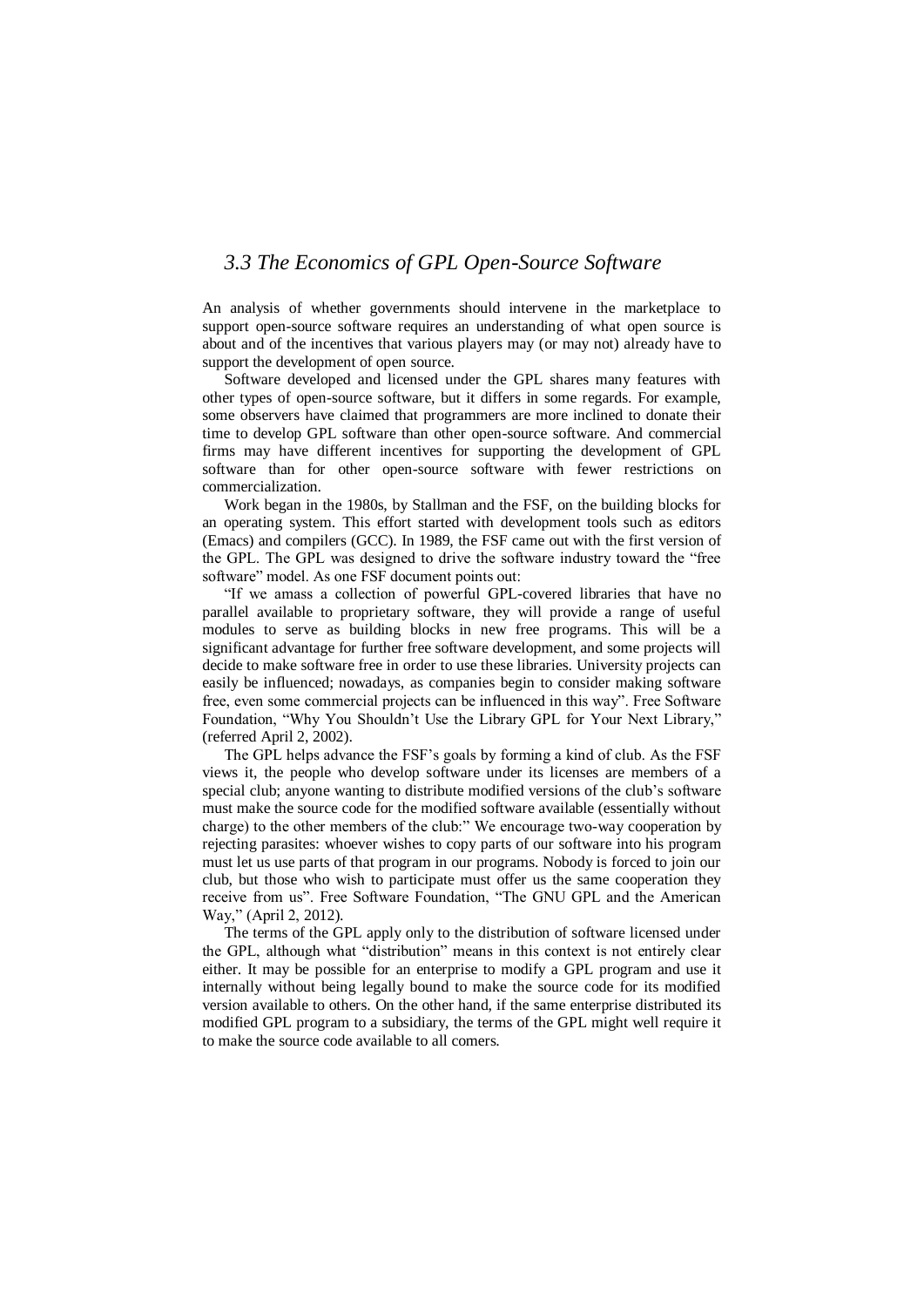## *3.3 The Economics of GPL Open-Source Software*

An analysis of whether governments should intervene in the marketplace to support open-source software requires an understanding of what open source is about and of the incentives that various players may (or may not) already have to support the development of open source.

Software developed and licensed under the GPL shares many features with other types of open-source software, but it differs in some regards. For example, some observers have claimed that programmers are more inclined to donate their time to develop GPL software than other open-source software. And commercial firms may have different incentives for supporting the development of GPL software than for other open-source software with fewer restrictions on commercialization.

Work began in the 1980s, by Stallman and the FSF, on the building blocks for an operating system. This effort started with development tools such as editors (Emacs) and compilers (GCC). In 1989, the FSF came out with the first version of the GPL. The GPL was designed to drive the software industry toward the "free software" model. As one FSF document points out:

"If we amass a collection of powerful GPL-covered libraries that have no parallel available to proprietary software, they will provide a range of useful modules to serve as building blocks in new free programs. This will be a significant advantage for further free software development, and some projects will decide to make software free in order to use these libraries. University projects can easily be influenced; nowadays, as companies begin to consider making software free, even some commercial projects can be influenced in this way". Free Software Foundation, "Why You Shouldn't Use the Library GPL for Your Next Library," (referred April 2, 2002).

The GPL helps advance the FSF's goals by forming a kind of club. As the FSF views it, the people who develop software under its licenses are members of a special club; anyone wanting to distribute modified versions of the club's software must make the source code for the modified software available (essentially without charge) to the other members of the club:" We encourage two-way cooperation by rejecting parasites: whoever wishes to copy parts of our software into his program must let us use parts of that program in our programs. Nobody is forced to join our club, but those who wish to participate must offer us the same cooperation they receive from us". Free Software Foundation, "The GNU GPL and the American Way," (April 2, 2012).

The terms of the GPL apply only to the distribution of software licensed under the GPL, although what "distribution" means in this context is not entirely clear either. It may be possible for an enterprise to modify a GPL program and use it internally without being legally bound to make the source code for its modified version available to others. On the other hand, if the same enterprise distributed its modified GPL program to a subsidiary, the terms of the GPL might well require it to make the source code available to all comers.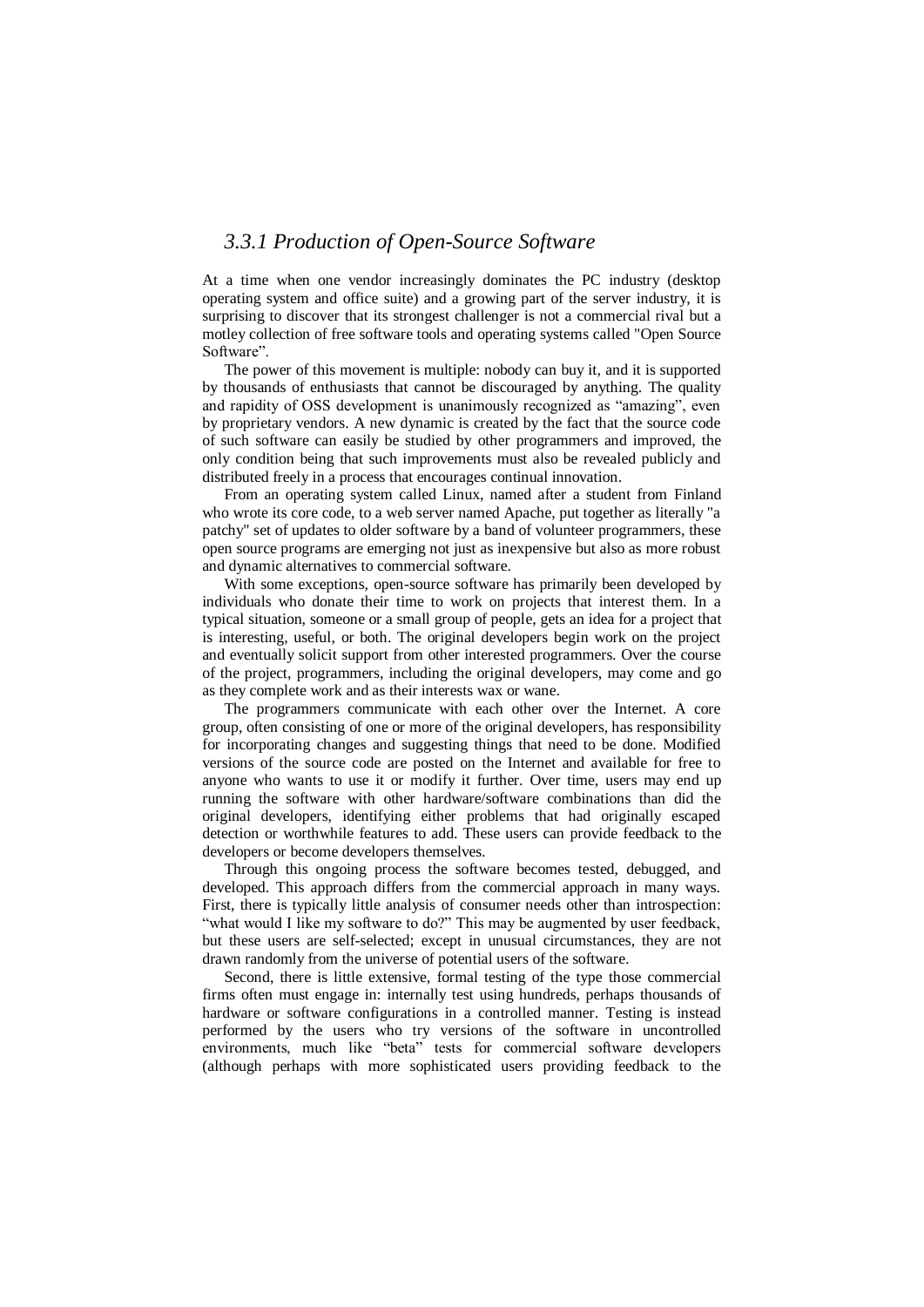### *3.3.1 Production of Open-Source Software*

At a time when one vendor increasingly dominates the PC industry (desktop operating system and office suite) and a growing part of the server industry, it is surprising to discover that its strongest challenger is not a commercial rival but a motley collection of free software tools and operating systems called "Open Source Software".

The power of this movement is multiple: nobody can buy it, and it is supported by thousands of enthusiasts that cannot be discouraged by anything. The quality and rapidity of OSS development is unanimously recognized as "amazing", even by proprietary vendors. A new dynamic is created by the fact that the source code of such software can easily be studied by other programmers and improved, the only condition being that such improvements must also be revealed publicly and distributed freely in a process that encourages continual innovation.

From an operating system called Linux, named after a student from Finland who wrote its core code, to a web server named Apache, put together as literally "a patchy" set of updates to older software by a band of volunteer programmers, these open source programs are emerging not just as inexpensive but also as more robust and dynamic alternatives to commercial software.

With some exceptions, open-source software has primarily been developed by individuals who donate their time to work on projects that interest them. In a typical situation, someone or a small group of people, gets an idea for a project that is interesting, useful, or both. The original developers begin work on the project and eventually solicit support from other interested programmers. Over the course of the project, programmers, including the original developers, may come and go as they complete work and as their interests wax or wane.

The programmers communicate with each other over the Internet. A core group, often consisting of one or more of the original developers, has responsibility for incorporating changes and suggesting things that need to be done. Modified versions of the source code are posted on the Internet and available for free to anyone who wants to use it or modify it further. Over time, users may end up running the software with other hardware/software combinations than did the original developers, identifying either problems that had originally escaped detection or worthwhile features to add. These users can provide feedback to the developers or become developers themselves.

Through this ongoing process the software becomes tested, debugged, and developed. This approach differs from the commercial approach in many ways. First, there is typically little analysis of consumer needs other than introspection: "what would I like my software to do?" This may be augmented by user feedback, but these users are self-selected; except in unusual circumstances, they are not drawn randomly from the universe of potential users of the software.

Second, there is little extensive, formal testing of the type those commercial firms often must engage in: internally test using hundreds, perhaps thousands of hardware or software configurations in a controlled manner. Testing is instead performed by the users who try versions of the software in uncontrolled environments, much like "beta" tests for commercial software developers (although perhaps with more sophisticated users providing feedback to the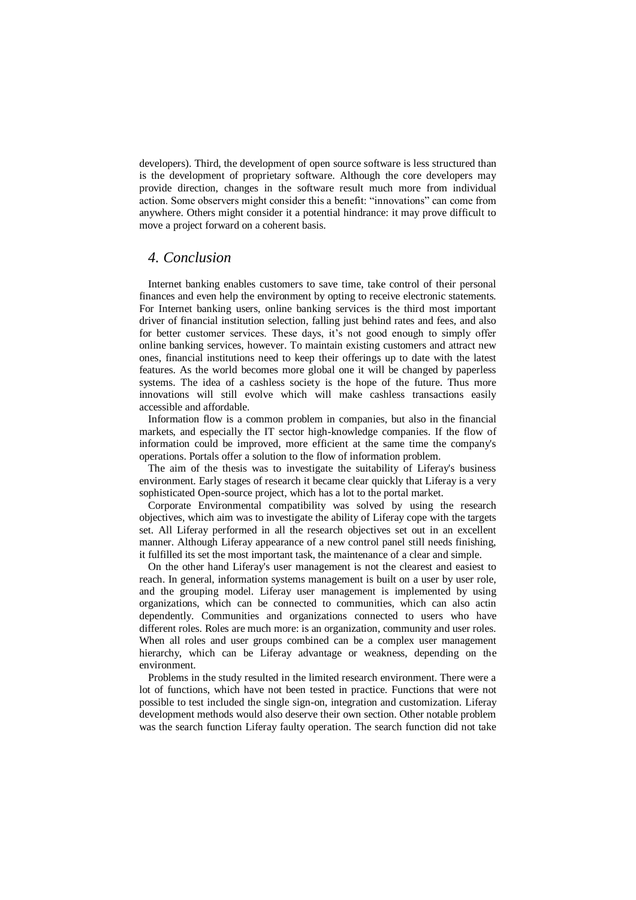developers). Third, the development of open source software is less structured than is the development of proprietary software. Although the core developers may provide direction, changes in the software result much more from individual action. Some observers might consider this a benefit: "innovations" can come from anywhere. Others might consider it a potential hindrance: it may prove difficult to move a project forward on a coherent basis.

## *4. Conclusion*

Internet banking enables customers to save time, take control of their personal finances and even help the environment by opting to receive electronic statements. For Internet banking users, online banking services is the third most important driver of financial institution selection, falling just behind rates and fees, and also for better customer services. These days, it's not good enough to simply offer online banking services, however. To maintain existing customers and attract new ones, financial institutions need to keep their offerings up to date with the latest features. As the world becomes more global one it will be changed by paperless systems. The idea of a cashless society is the hope of the future. Thus more innovations will still evolve which will make cashless transactions easily accessible and affordable.

Information flow is a common problem in companies, but also in the financial markets, and especially the IT sector high-knowledge companies. If the flow of information could be improved, more efficient at the same time the company's operations. Portals offer a solution to the flow of information problem.

The aim of the thesis was to investigate the suitability of Liferay's business environment. Early stages of research it became clear quickly that Liferay is a very sophisticated Open-source project, which has a lot to the portal market.

Corporate Environmental compatibility was solved by using the research objectives, which aim was to investigate the ability of Liferay cope with the targets set. All Liferay performed in all the research objectives set out in an excellent manner. Although Liferay appearance of a new control panel still needs finishing, it fulfilled its set the most important task, the maintenance of a clear and simple.

On the other hand Liferay's user management is not the clearest and easiest to reach. In general, information systems management is built on a user by user role, and the grouping model. Liferay user management is implemented by using organizations, which can be connected to communities, which can also actin dependently. Communities and organizations connected to users who have different roles. Roles are much more: is an organization, community and user roles. When all roles and user groups combined can be a complex user management hierarchy, which can be Liferay advantage or weakness, depending on the environment.

Problems in the study resulted in the limited research environment. There were a lot of functions, which have not been tested in practice. Functions that were not possible to test included the single sign-on, integration and customization. Liferay development methods would also deserve their own section. Other notable problem was the search function Liferay faulty operation. The search function did not take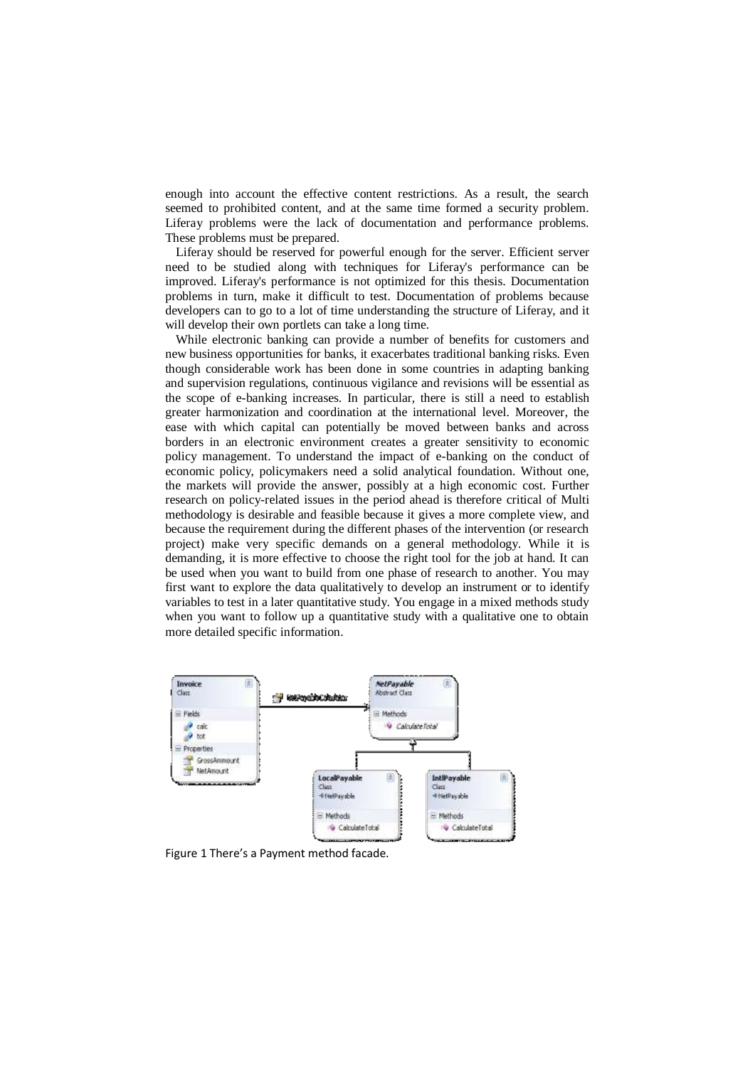enough into account the effective content restrictions. As a result, the search seemed to prohibited content, and at the same time formed a security problem. Liferay problems were the lack of documentation and performance problems. These problems must be prepared.

Liferay should be reserved for powerful enough for the server. Efficient server need to be studied along with techniques for Liferay's performance can be improved. Liferay's performance is not optimized for this thesis. Documentation problems in turn, make it difficult to test. Documentation of problems because developers can to go to a lot of time understanding the structure of Liferay, and it will develop their own portlets can take a long time.

While electronic banking can provide a number of benefits for customers and new business opportunities for banks, it exacerbates traditional banking risks. Even though considerable work has been done in some countries in adapting banking and supervision regulations, continuous vigilance and revisions will be essential as the scope of e-banking increases. In particular, there is still a need to establish greater harmonization and coordination at the international level. Moreover, the ease with which capital can potentially be moved between banks and across borders in an electronic environment creates a greater sensitivity to economic policy management. To understand the impact of e-banking on the conduct of economic policy, policymakers need a solid analytical foundation. Without one, the markets will provide the answer, possibly at a high economic cost. Further research on policy-related issues in the period ahead is therefore critical of Multi methodology is desirable and feasible because it gives a more complete view, and because the requirement during the different phases of the intervention (or research project) make very specific demands on a general methodology. While it is demanding, it is more effective to choose the right tool for the job at hand. It can be used when you want to build from one phase of research to another. You may first want to explore the data qualitatively to develop an instrument or to identify variables to test in a later quantitative study. You engage in a mixed methods study when you want to follow up a quantitative study with a qualitative one to obtain more detailed specific information.

Figure 1 There's a Payment method facade.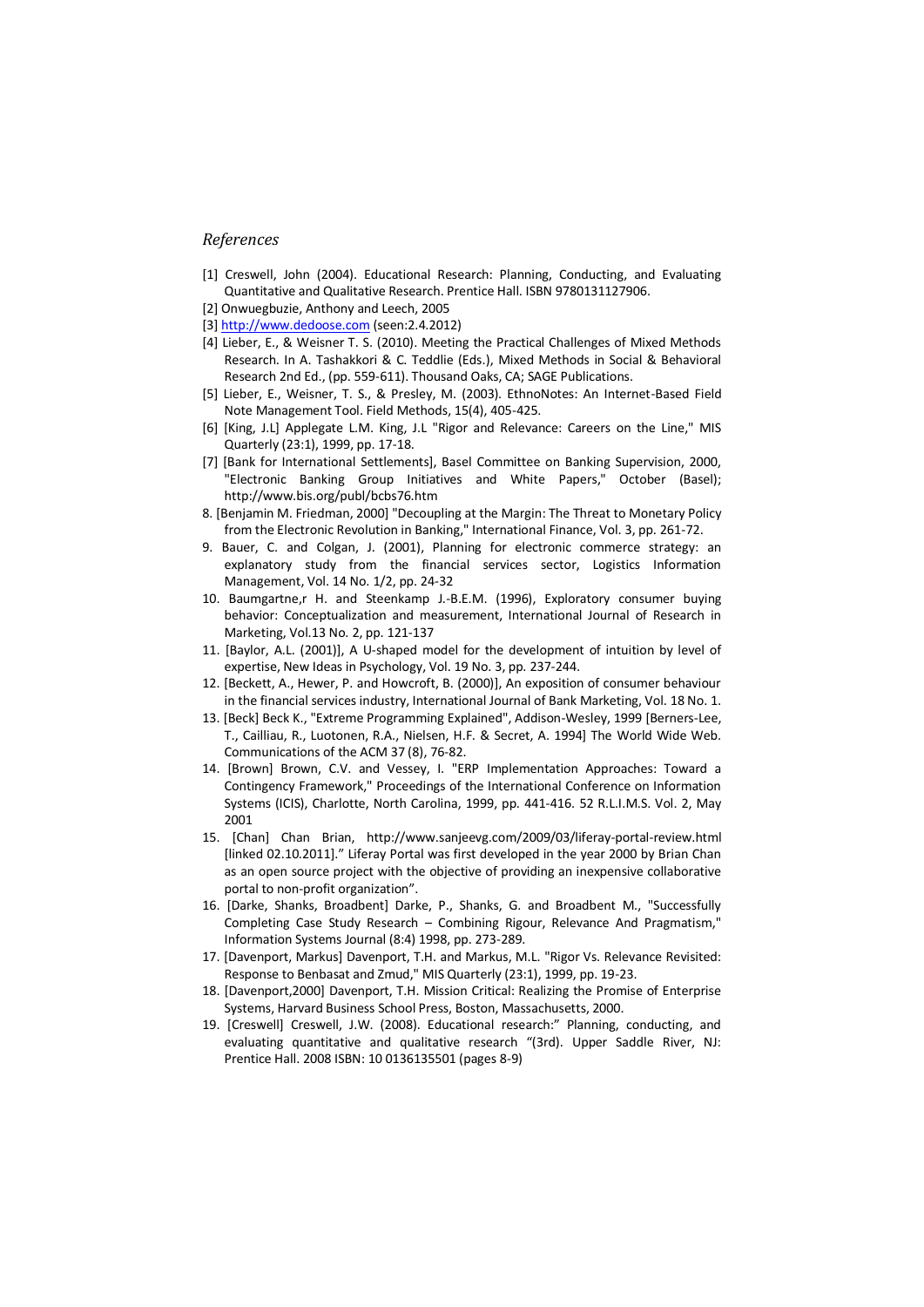*References*

[1] Creswell, John (2004). Educational Research: Planning, Conducting, and Evaluating Quantitative and Qualitative Research. Prentice Hall. ISBN 9780131127906.

[2] Onwuegbuzie, Anthony and Leech, 2005

[3] http://www.dedoose.com (seen:2.4.2012)

[4] Lieber, E., & Weisner T. S. (2010). Meeting the Practical Challenges of Mixed Methods Research. In A. Tashakkori & C. Teddlie (Eds.), Mixed Methods in Social & Behavioral Research 2nd Ed., (pp. 559-611). Thousand Oaks, CA; SAGE Publications.

[5] Lieber, E., Weisner, T. S., & Presley, M. (2003). EthnoNotes: An Internet-Based Field Note Management Tool. Field Methods, 15(4), 405-425.

[6] [King, J.L] Applegate L.M. King, J.L "Rigor and Relevance: Careers on the Line," MIS Quarterly (23:1), 1999, pp. 17-18.

[7] [Bank for International Settlements], Basel Committee on Banking Supervision, 2000, "Electronic Banking Group Initiatives and White Papers," October (Basel); http://www.bis.org/publ/bcbs76.htm

8. [Benjamin M. Friedman, 2000] "Decoupling at the Margin: The Threat to Monetary Policy from the Electronic Revolution in Banking," International Finance, Vol. 3, pp. 261-72.

9. Bauer, C. and Colgan, J. (2001), Planning for electronic commerce strategy: an explanatory study from the financial services sector, Logistics Information Management, Vol. 14 No. 1/2, pp. 24-32

10. Baumgartne,r H. and Steenkamp J.-B.E.M. (1996), Exploratory consumer buying behavior: Conceptualization and measurement, International Journal of Research in Marketing, Vol.13 No. 2, pp. 121-137

11. [Baylor, A.L. (2001)], A U-shaped model for the development of intuition by level of expertise, New Ideas in Psychology, Vol. 19 No. 3, pp. 237-244.

12. [Beckett, A., Hewer, P. and Howcroft, B. (2000)], An exposition of consumer behaviour in the financial services industry, International Journal of Bank Marketing, Vol. 18 No. 1.

13. [Beck] Beck K., "Extreme Programming Explained", Addison-Wesley, 1999 [Berners-Lee, T., Cailliau, R., Luotonen, R.A., Nielsen, H.F. & Secret, A. 1994] The World Wide Web. Communications of the ACM 37 (8), 76-82.

14. [Brown] Brown, C.V. and Vessey, I. "ERP Implementation Approaches: Toward a Contingency Framework," Proceedings of the International Conference on Information Systems (ICIS), Charlotte, North Carolina, 1999, pp. 441-416. 52 R.L.I.M.S. Vol. 2, May 2001

15. [Chan] Chan Brian, http://www.sanjeevg.com/2009/03/liferay-portal-review.html [linked 02.10.2011]." Liferay Portal was first developed in the year 2000 by Brian Chan as an open source project with the objective of providing an inexpensive collaborative portal to non-profit organization".

16. [Darke, Shanks, Broadbent] Darke, P., Shanks, G. and Broadbent M., "Successfully Completing Case Study Research – Combining Rigour, Relevance And Pragmatism," Information Systems Journal (8:4) 1998, pp. 273-289.

17. [Davenport, Markus] Davenport, T.H. and Markus, M.L. "Rigor Vs. Relevance Revisited: Response to Benbasat and Zmud," MIS Quarterly (23:1), 1999, pp. 19-23.

18. [Davenport,2000] Davenport, T.H. Mission Critical: Realizing the Promise of Enterprise Systems, Harvard Business School Press, Boston, Massachusetts, 2000.

19. [Creswell] Creswell, J.W. (2008). Educational research:" Planning, conducting, and evaluating quantitative and qualitative research "(3rd). Upper Saddle River, NJ: Prentice Hall. 2008 ISBN: 10 0136135501 (pages 8-9)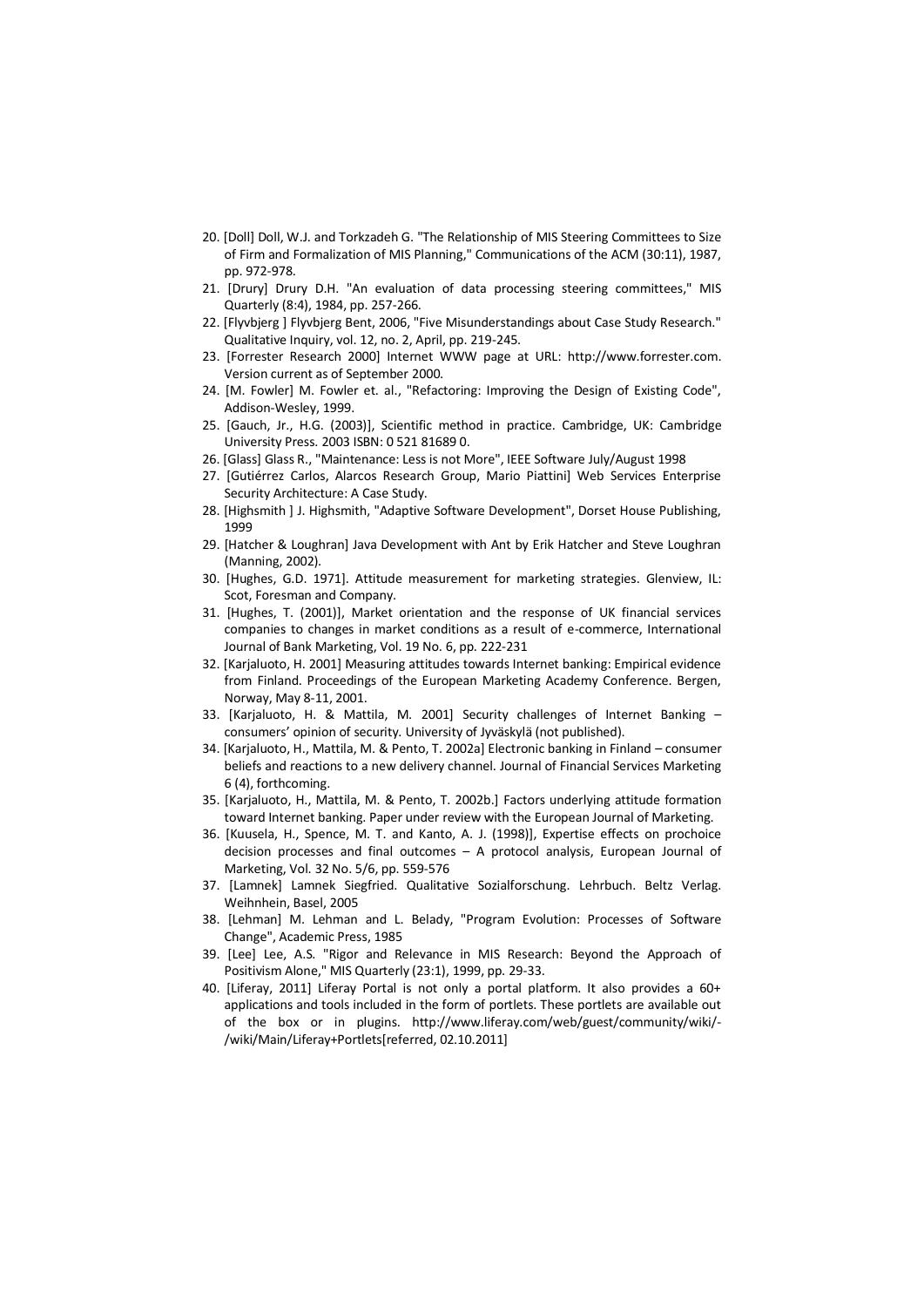20. [Doll] Doll, W.J. and Torkzadeh G. "The Relationship of MIS Steering Committees to Size of Firm and Formalization of MIS Planning," Communications of the ACM (30:11), 1987, pp. 972-978.
21. [Drury] Drury D.H. "An evaluation of data processing steering committees," MIS Quarterly (8:4), 1984, pp. 257-266.
22. [Flyvbjerg ] Flyvbjerg Bent, 2006, "Five Misunderstandings about Case Study Research." Qualitative Inquiry, vol. 12, no. 2, April, pp. 219-245.
23. [Forrester Research 2000] Internet WWW page at URL: http://www.forrester.com. Version current as of September 2000.
24. [M. Fowler] M. Fowler et. al., "Refactoring: Improving the Design of Existing Code", Addison-Wesley, 1999.
25. [Gauch, Jr., H.G. (2003)], Scientific method in practice. Cambridge, UK: Cambridge University Press. 2003 ISBN: 0 521 81689 0.
26. [Glass] Glass R., "Maintenance: Less is not More", IEEE Software July/August 1998
27. [Gutiérrez Carlos, Alarcos Research Group, Mario Piattini] Web Services Enterprise Security Architecture: A Case Study.
28. [Highsmith ] J. Highsmith, "Adaptive Software Development", Dorset House Publishing, 1999
29. [Hatcher & Loughran] Java Development with Ant by Erik Hatcher and Steve Loughran (Manning, 2002).
30. [Hughes, G.D. 1971]. Attitude measurement for marketing strategies. Glenview, IL: Scot, Foresman and Company.
31. [Hughes, T. (2001)], Market orientation and the response of UK financial services companies to changes in market conditions as a result of e-commerce, International Journal of Bank Marketing, Vol. 19 No. 6, pp. 222-231
32. [Karjaluoto, H. 2001] Measuring attitudes towards Internet banking: Empirical evidence from Finland. Proceedings of the European Marketing Academy Conference. Bergen, Norway, May 8-11, 2001.
33. [Karjaluoto, H. & Mattila, M. 2001] Security challenges of Internet Banking – consumers' opinion of security. University of Jyväskylä (not published).
34. [Karjaluoto, H., Mattila, M. & Pento, T. 2002a] Electronic banking in Finland – consumer beliefs and reactions to a new delivery channel. Journal of Financial Services Marketing 6 (4), forthcoming.
35. [Karjaluoto, H., Mattila, M. & Pento, T. 2002b.] Factors underlying attitude formation toward Internet banking. Paper under review with the European Journal of Marketing.
36. [Kuusela, H., Spence, M. T. and Kanto, A. J. (1998)], Expertise effects on prochoice decision processes and final outcomes – A protocol analysis, European Journal of Marketing, Vol. 32 No. 5/6, pp. 559-576
37. [Lamnek] Lamnek Siegfried. Qualitative Sozialforschung. Lehrbuch. Beltz Verlag. Weihnhein, Basel, 2005
38. [Lehman] M. Lehman and L. Belady, "Program Evolution: Processes of Software Change", Academic Press, 1985
39. [Lee] Lee, A.S. "Rigor and Relevance in MIS Research: Beyond the Approach of Positivism Alone," MIS Quarterly (23:1), 1999, pp. 29-33.
40. [Liferay, 2011] Liferay Portal is not only a portal platform. It also provides a 60+ applications and tools included in the form of portlets. These portlets are available out of the box or in plugins. http://www.liferay.com/web/guest/community/wiki/-/wiki/Main/Liferay+Portlets[referred, 02.10.2011]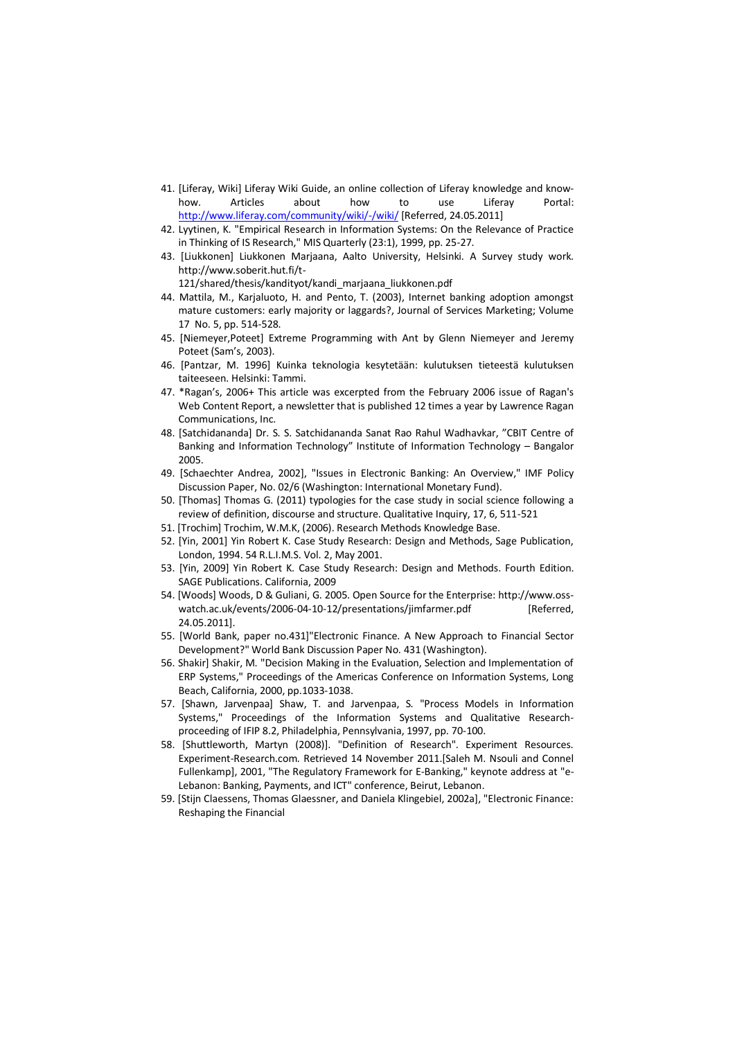41. [Liferay, Wiki] Liferay Wiki Guide, an online collection of Liferay knowledge and know-how. Articles about how to use Liferay Portal: http://www.liferay.com/community/wiki/-/wiki/ [Referred, 24.05.2011]
42. Lyytinen, K. "Empirical Research in Information Systems: On the Relevance of Practice in Thinking of IS Research," MIS Quarterly (23:1), 1999, pp. 25-27.
43. [Liukkonen] Liukkonen Marjaana, Aalto University, Helsinki. A Survey study work. http://www.soberit.hut.fi/t-121/shared/thesis/kandityot/kandi_marjaana_liukkonen.pdf
44. Mattila, M., Karjaluoto, H. and Pento, T. (2003), Internet banking adoption amongst mature customers: early majority or laggards?, Journal of Services Marketing; Volume 17 No. 5, pp. 514-528.
45. [Niemeyer,Poteet] Extreme Programming with Ant by Glenn Niemeyer and Jeremy Poteet (Sam's, 2003).
46. [Pantzar, M. 1996] Kuinka teknologia kesytetään: kulutuksen tieteestä kulutuksen taiteeseen. Helsinki: Tammi.
47. *Ragan's, 2006+ This article was excerpted from the February 2006 issue of Ragan's Web Content Report, a newsletter that is published 12 times a year by Lawrence Ragan Communications, Inc.
48. [Satchidananda] Dr. S. S. Satchidananda Sanat Rao Rahul Wadhavkar, "CBIT Centre of Banking and Information Technology" Institute of Information Technology – Bangalor 2005.
49. [Schaechter Andrea, 2002], "Issues in Electronic Banking: An Overview," IMF Policy Discussion Paper, No. 02/6 (Washington: International Monetary Fund).
50. [Thomas] Thomas G. (2011) typologies for the case study in social science following a review of definition, discourse and structure. Qualitative Inquiry, 17, 6, 511-521
51. [Trochim] Trochim, W.M.K, (2006). Research Methods Knowledge Base.
52. [Yin, 2001] Yin Robert K. Case Study Research: Design and Methods, Sage Publication, London, 1994. 54 R.L.I.M.S. Vol. 2, May 2001.
53. [Yin, 2009] Yin Robert K. Case Study Research: Design and Methods. Fourth Edition. SAGE Publications. California, 2009
54. [Woods] Woods, D & Guliani, G. 2005. Open Source for the Enterprise: http://www.oss-watch.ac.uk/events/2006-04-10-12/presentations/jimfarmer.pdf [Referred, 24.05.2011].
55. [World Bank, paper no.431]"Electronic Finance. A New Approach to Financial Sector Development?" World Bank Discussion Paper No. 431 (Washington).
56. Shakir] Shakir, M. "Decision Making in the Evaluation, Selection and Implementation of ERP Systems," Proceedings of the Americas Conference on Information Systems, Long Beach, California, 2000, pp.1033-1038.
57. [Shawn, Jarvenpaa] Shaw, T. and Jarvenpaa, S. "Process Models in Information Systems," Proceedings of the Information Systems and Qualitative Research-proceeding of IFIP 8.2, Philadelphia, Pennsylvania, 1997, pp. 70-100.
58. [Shuttleworth, Martyn (2008)]. "Definition of Research". Experiment Resources. Experiment-Research.com. Retrieved 14 November 2011.[Saleh M. Nsouli and Connel Fullenkamp], 2001, "The Regulatory Framework for E-Banking," keynote address at "e-Lebanon: Banking, Payments, and ICT" conference, Beirut, Lebanon.
59. [Stijn Claessens, Thomas Glaessner, and Daniela Klingebiel, 2002a], "Electronic Finance: Reshaping the Financial